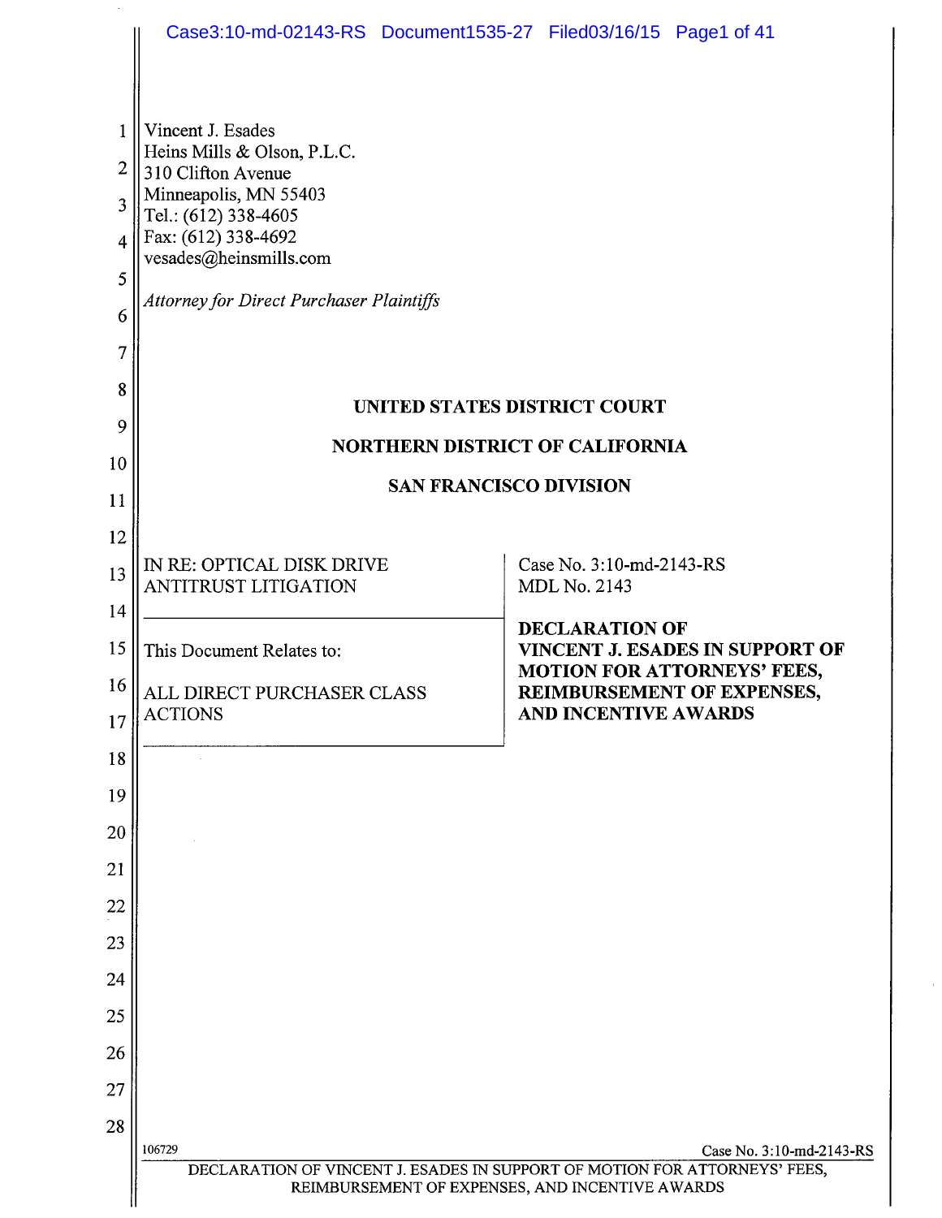Vincent J. Esades
Heins Mills & Olson, P.L.C.
310 Clifton Avenue
Minneapolis, MN 55403
Tel.: (612) 338-4605
Fax: (612) 338-4692
vesades@heinsmills.com

*Attorney for Direct Purchaser Plaintiffs*

**UNITED STATES DISTRICT COURT**

**NORTHERN DISTRICT OF CALIFORNIA**

**SAN FRANCISCO DIVISION**

| | |
|---|---|
| IN RE: OPTICAL DISK DRIVE ANTITRUST LITIGATION | Case No. 3:10-md-2143-RS<br>MDL No. 2143 |
| This Document Relates to:<br><br>ALL DIRECT PURCHASER CLASS ACTIONS | **DECLARATION OF VINCENT J. ESADES IN SUPPORT OF MOTION FOR ATTORNEYS' FEES, REIMBURSEMENT OF EXPENSES, AND INCENTIVE AWARDS** |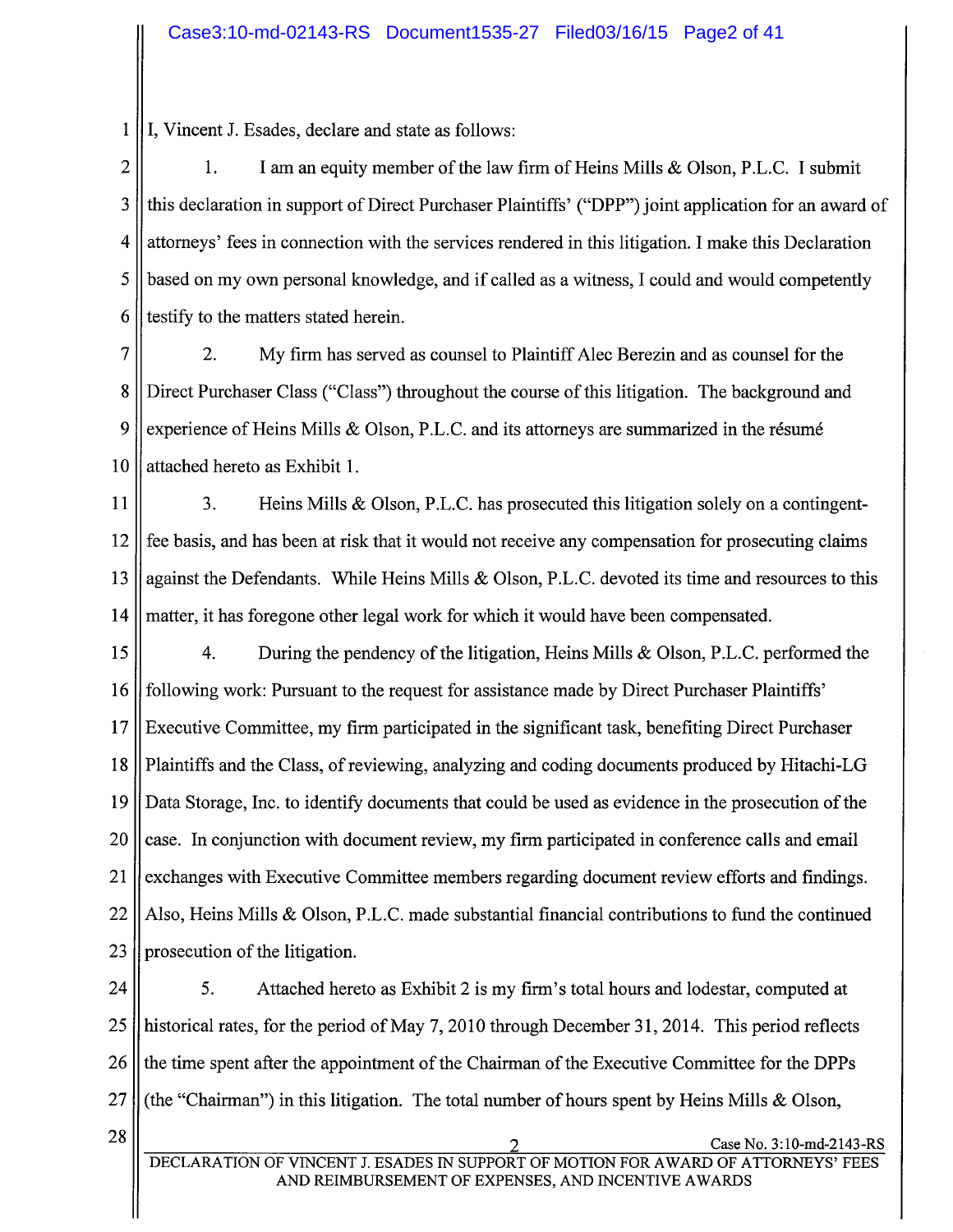I, Vincent J. Esades, declare and state as follows:

1. I am an equity member of the law firm of Heins Mills & Olson, P.L.C. I submit this declaration in support of Direct Purchaser Plaintiffs' ("DPP") joint application for an award of attorneys' fees in connection with the services rendered in this litigation. I make this Declaration based on my own personal knowledge, and if called as a witness, I could and would competently testify to the matters stated herein.

2. My firm has served as counsel to Plaintiff Alec Berezin and as counsel for the Direct Purchaser Class ("Class") throughout the course of this litigation. The background and experience of Heins Mills & Olson, P.L.C. and its attorneys are summarized in the résumé attached hereto as Exhibit 1.

3. Heins Mills & Olson, P.L.C. has prosecuted this litigation solely on a contingent-fee basis, and has been at risk that it would not receive any compensation for prosecuting claims against the Defendants. While Heins Mills & Olson, P.L.C. devoted its time and resources to this matter, it has foregone other legal work for which it would have been compensated.

4. During the pendency of the litigation, Heins Mills & Olson, P.L.C. performed the following work: Pursuant to the request for assistance made by Direct Purchaser Plaintiffs' Executive Committee, my firm participated in the significant task, benefiting Direct Purchaser Plaintiffs and the Class, of reviewing, analyzing and coding documents produced by Hitachi-LG Data Storage, Inc. to identify documents that could be used as evidence in the prosecution of the case. In conjunction with document review, my firm participated in conference calls and email exchanges with Executive Committee members regarding document review efforts and findings. Also, Heins Mills & Olson, P.L.C. made substantial financial contributions to fund the continued prosecution of the litigation.

5. Attached hereto as Exhibit 2 is my firm's total hours and lodestar, computed at historical rates, for the period of May 7, 2010 through December 31, 2014. This period reflects the time spent after the appointment of the Chairman of the Executive Committee for the DPPs (the "Chairman") in this litigation. The total number of hours spent by Heins Mills & Olson,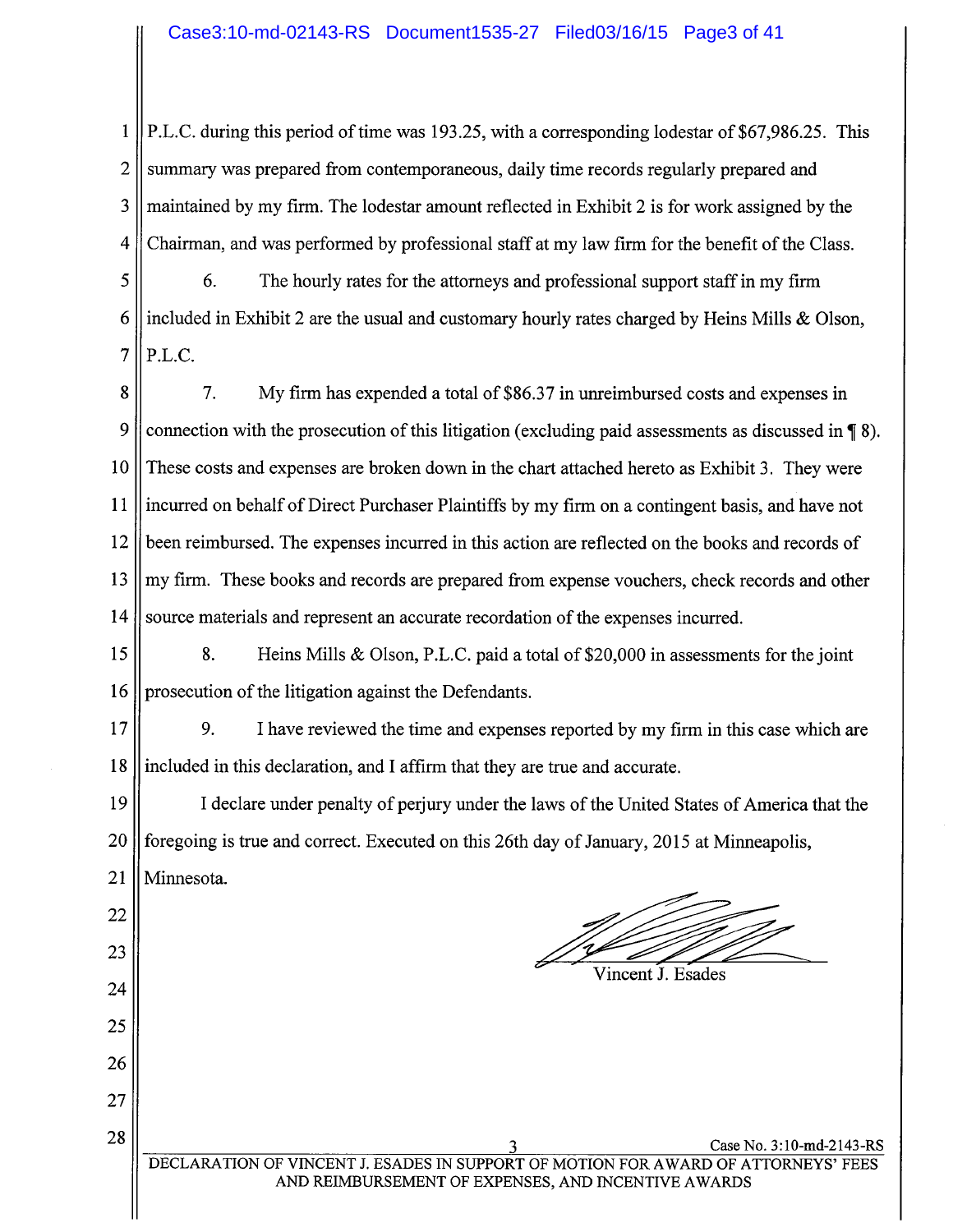P.L.C. during this period of time was 193.25, with a corresponding lodestar of $67,986.25. This summary was prepared from contemporaneous, daily time records regularly prepared and maintained by my firm. The lodestar amount reflected in Exhibit 2 is for work assigned by the Chairman, and was performed by professional staff at my law firm for the benefit of the Class.

6. The hourly rates for the attorneys and professional support staff in my firm included in Exhibit 2 are the usual and customary hourly rates charged by Heins Mills & Olson, P.L.C.

7. My firm has expended a total of $86.37 in unreimbursed costs and expenses in connection with the prosecution of this litigation (excluding paid assessments as discussed in ¶ 8). These costs and expenses are broken down in the chart attached hereto as Exhibit 3. They were incurred on behalf of Direct Purchaser Plaintiffs by my firm on a contingent basis, and have not been reimbursed. The expenses incurred in this action are reflected on the books and records of my firm. These books and records are prepared from expense vouchers, check records and other source materials and represent an accurate recordation of the expenses incurred.

8. Heins Mills & Olson, P.L.C. paid a total of $20,000 in assessments for the joint prosecution of the litigation against the Defendants.

9. I have reviewed the time and expenses reported by my firm in this case which are included in this declaration, and I affirm that they are true and accurate.

I declare under penalty of perjury under the laws of the United States of America that the foregoing is true and correct. Executed on this 26th day of January, 2015 at Minneapolis, Minnesota.

Vincent J. Esades

DECLARATION OF VINCENT J. ESADES IN SUPPORT OF MOTION FOR AWARD OF ATTORNEYS' FEES AND REIMBURSEMENT OF EXPENSES, AND INCENTIVE AWARDS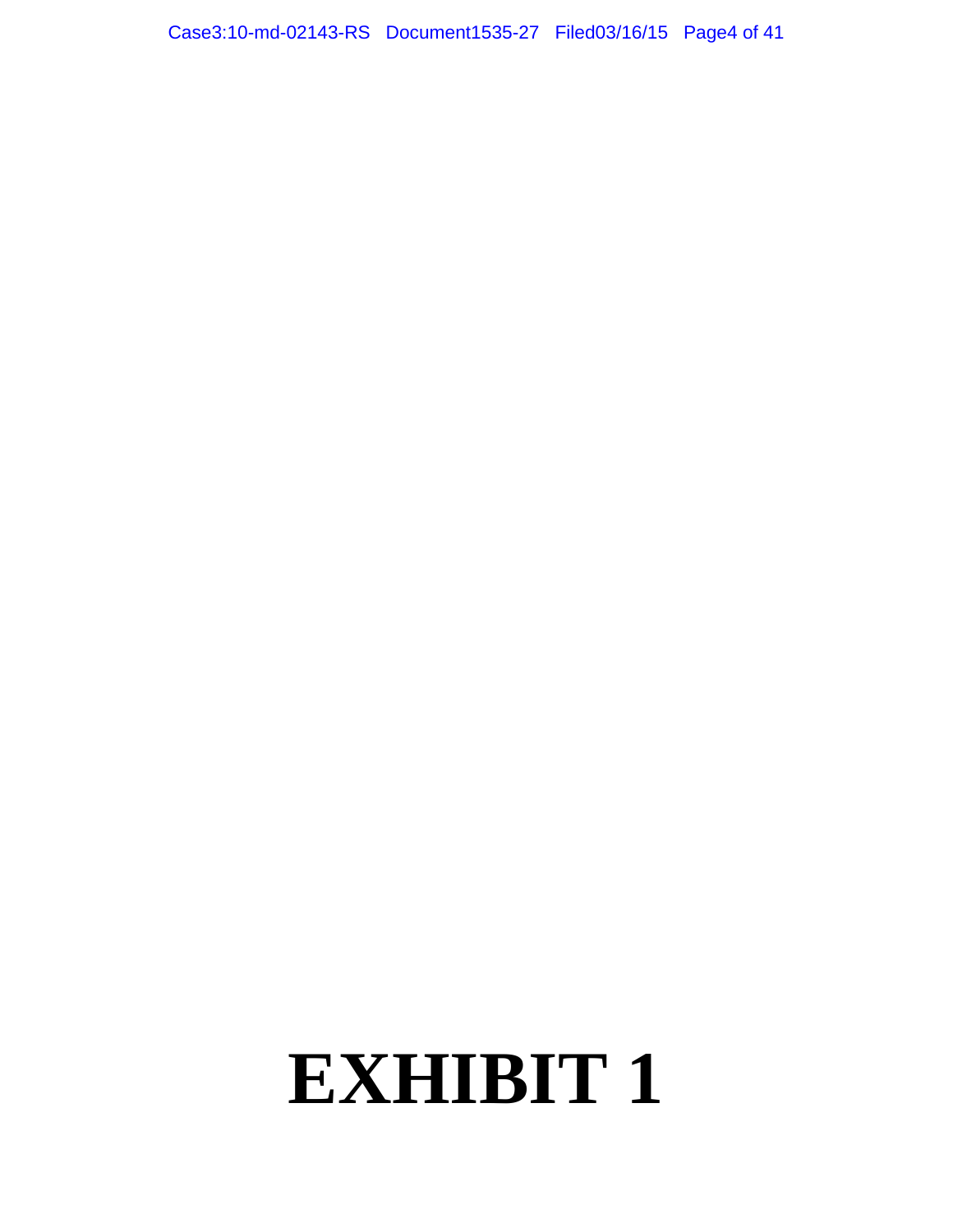# EXHIBIT 1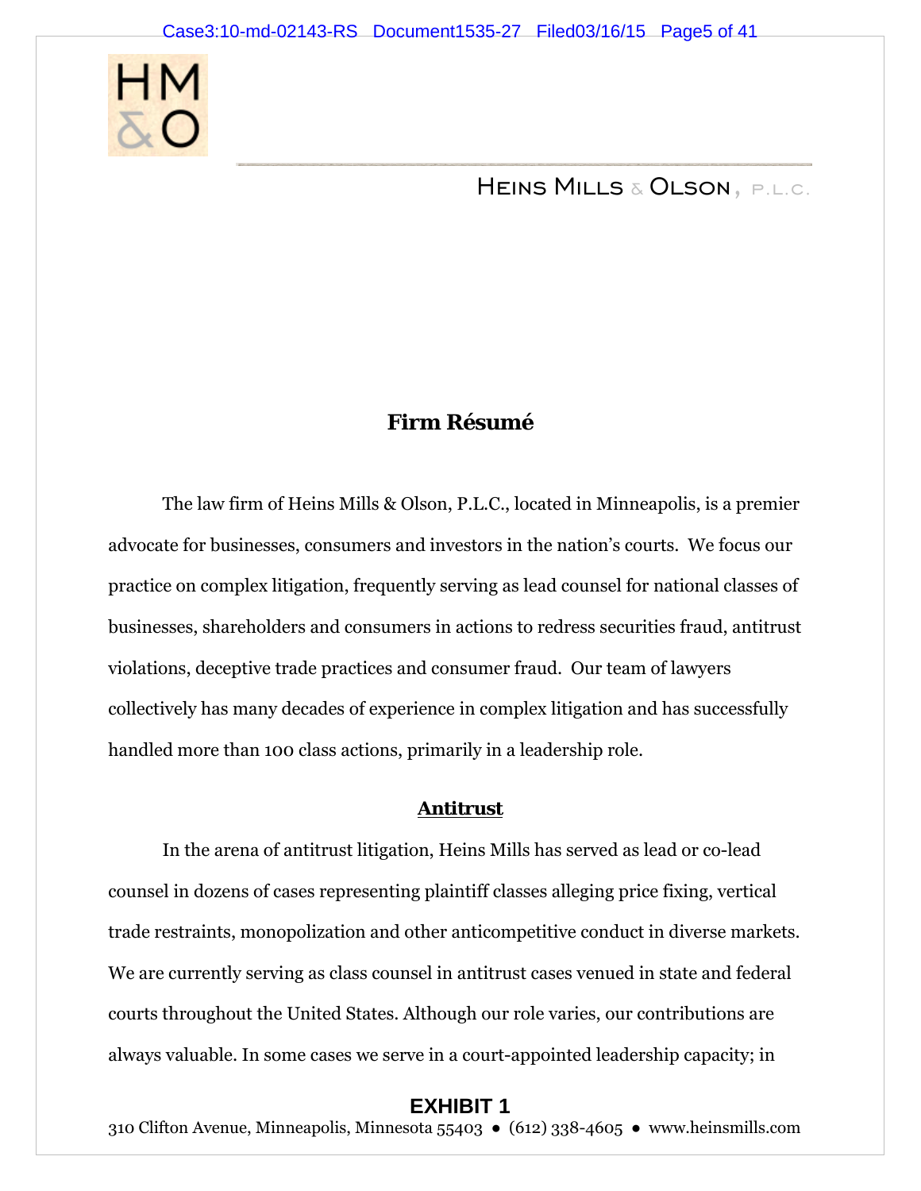HEINS MILLS & OLSON, P.L.C.

## Firm Résumé

The law firm of Heins Mills & Olson, P.L.C., located in Minneapolis, is a premier advocate for businesses, consumers and investors in the nation's courts. We focus our practice on complex litigation, frequently serving as lead counsel for national classes of businesses, shareholders and consumers in actions to redress securities fraud, antitrust violations, deceptive trade practices and consumer fraud. Our team of lawyers collectively has many decades of experience in complex litigation and has successfully handled more than 100 class actions, primarily in a leadership role.

### Antitrust

In the arena of antitrust litigation, Heins Mills has served as lead or co-lead counsel in dozens of cases representing plaintiff classes alleging price fixing, vertical trade restraints, monopolization and other anticompetitive conduct in diverse markets. We are currently serving as class counsel in antitrust cases venued in state and federal courts throughout the United States. Although our role varies, our contributions are always valuable. In some cases we serve in a court-appointed leadership capacity; in

**EXHIBIT 1**

310 Clifton Avenue, Minneapolis, Minnesota 55403 ● (612) 338-4605 ● www.heinsmills.com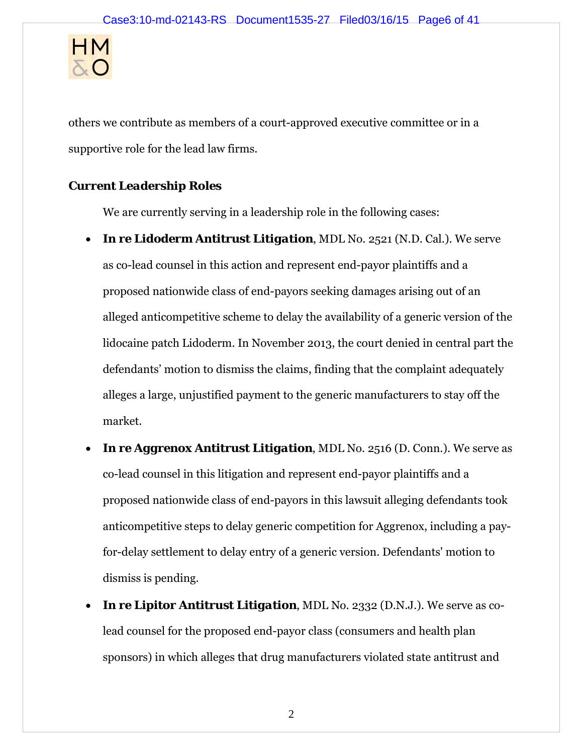others we contribute as members of a court-approved executive committee or in a supportive role for the lead law firms.

**Current Leadership Roles**

We are currently serving in a leadership role in the following cases:

- **In re Lidoderm Antitrust Litigation**, MDL No. 2521 (N.D. Cal.). We serve as co-lead counsel in this action and represent end-payor plaintiffs and a proposed nationwide class of end-payors seeking damages arising out of an alleged anticompetitive scheme to delay the availability of a generic version of the lidocaine patch Lidoderm. In November 2013, the court denied in central part the defendants' motion to dismiss the claims, finding that the complaint adequately alleges a large, unjustified payment to the generic manufacturers to stay off the market.
- **In re Aggrenox Antitrust Litigation**, MDL No. 2516 (D. Conn.). We serve as co-lead counsel in this litigation and represent end-payor plaintiffs and a proposed nationwide class of end-payors in this lawsuit alleging defendants took anticompetitive steps to delay generic competition for Aggrenox, including a pay-for-delay settlement to delay entry of a generic version. Defendants' motion to dismiss is pending.
- **In re Lipitor Antitrust Litigation**, MDL No. 2332 (D.N.J.). We serve as co-lead counsel for the proposed end-payor class (consumers and health plan sponsors) in which alleges that drug manufacturers violated state antitrust and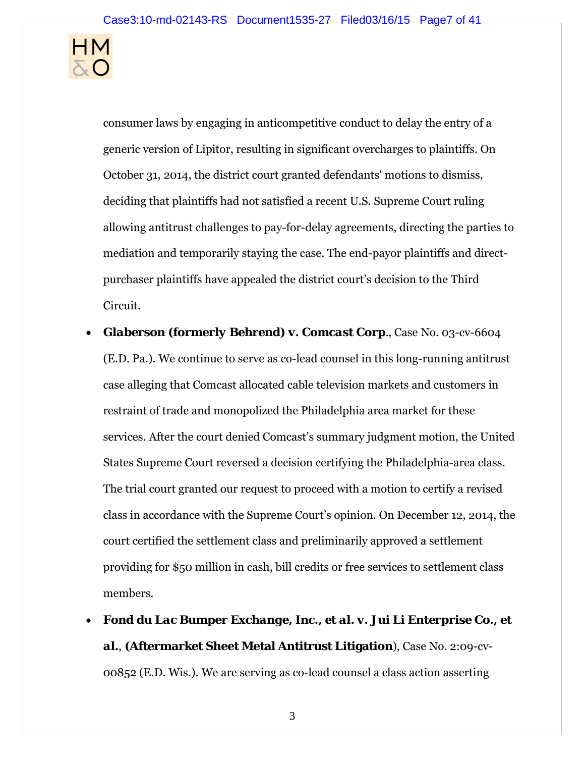consumer laws by engaging in anticompetitive conduct to delay the entry of a generic version of Lipitor, resulting in significant overcharges to plaintiffs. On October 31, 2014, the district court granted defendants' motions to dismiss, deciding that plaintiffs had not satisfied a recent U.S. Supreme Court ruling allowing antitrust challenges to pay-for-delay agreements, directing the parties to mediation and temporarily staying the case. The end-payor plaintiffs and direct-purchaser plaintiffs have appealed the district court's decision to the Third Circuit.

- **Glaberson (formerly Behrend) v. Comcast Corp**., Case No. 03-cv-6604 (E.D. Pa.). We continue to serve as co-lead counsel in this long-running antitrust case alleging that Comcast allocated cable television markets and customers in restraint of trade and monopolized the Philadelphia area market for these services. After the court denied Comcast's summary judgment motion, the United States Supreme Court reversed a decision certifying the Philadelphia-area class. The trial court granted our request to proceed with a motion to certify a revised class in accordance with the Supreme Court's opinion. On December 12, 2014, the court certified the settlement class and preliminarily approved a settlement providing for $50 million in cash, bill credits or free services to settlement class members.
- **Fond du Lac Bumper Exchange, Inc., et al. v. Jui Li Enterprise Co., et al.**, **(Aftermarket Sheet Metal Antitrust Litigation**), Case No. 2:09-cv-00852 (E.D. Wis.). We are serving as co-lead counsel a class action asserting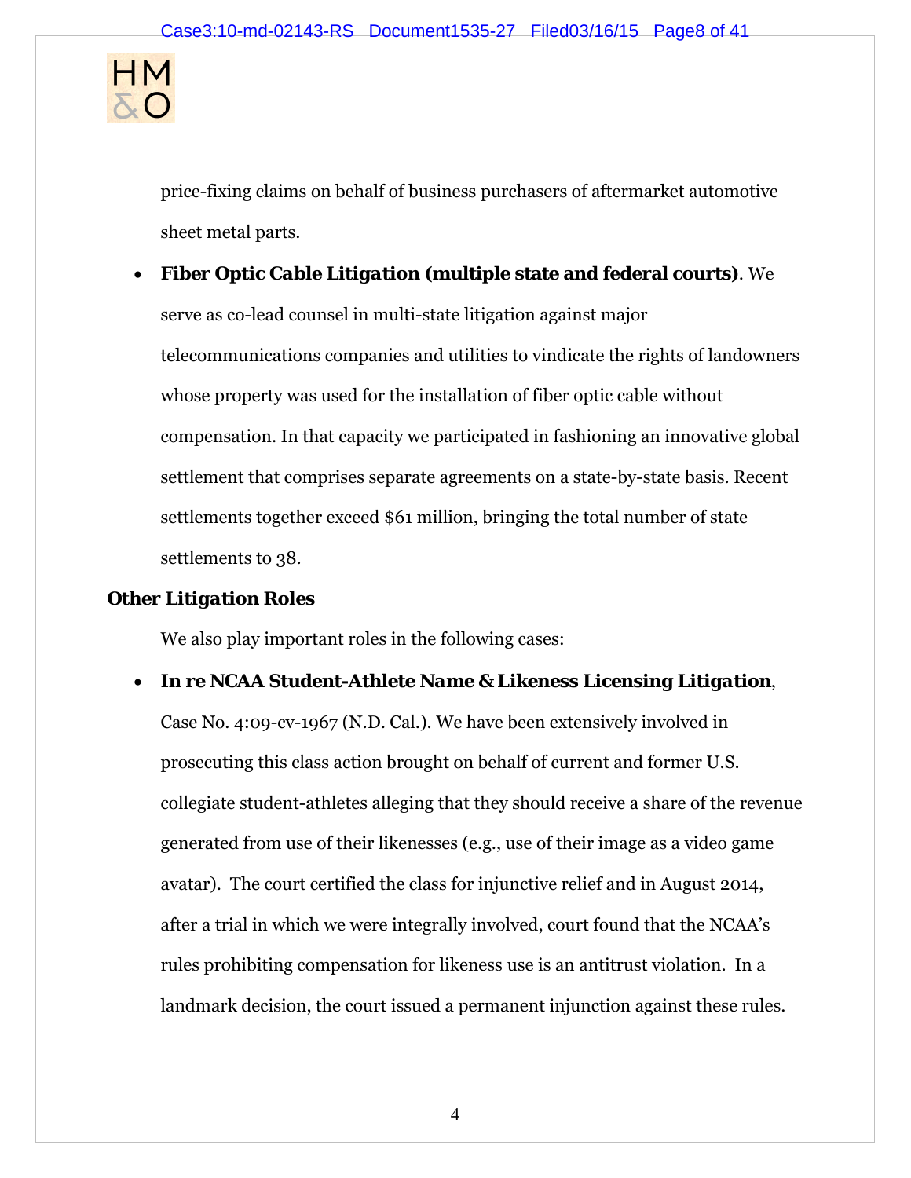price-fixing claims on behalf of business purchasers of aftermarket automotive sheet metal parts.

- ***Fiber Optic Cable Litigation* (multiple state and federal courts)**. We serve as co-lead counsel in multi-state litigation against major telecommunications companies and utilities to vindicate the rights of landowners whose property was used for the installation of fiber optic cable without compensation. In that capacity we participated in fashioning an innovative global settlement that comprises separate agreements on a state-by-state basis. Recent settlements together exceed $61 million, bringing the total number of state settlements to 38.

**Other Litigation Roles**

We also play important roles in the following cases:

- ***In re NCAA Student-Athlete Name & Likeness Licensing Litigation***, Case No. 4:09-cv-1967 (N.D. Cal.). We have been extensively involved in prosecuting this class action brought on behalf of current and former U.S. collegiate student-athletes alleging that they should receive a share of the revenue generated from use of their likenesses (e.g., use of their image as a video game avatar). The court certified the class for injunctive relief and in August 2014, after a trial in which we were integrally involved, court found that the NCAA's rules prohibiting compensation for likeness use is an antitrust violation. In a landmark decision, the court issued a permanent injunction against these rules.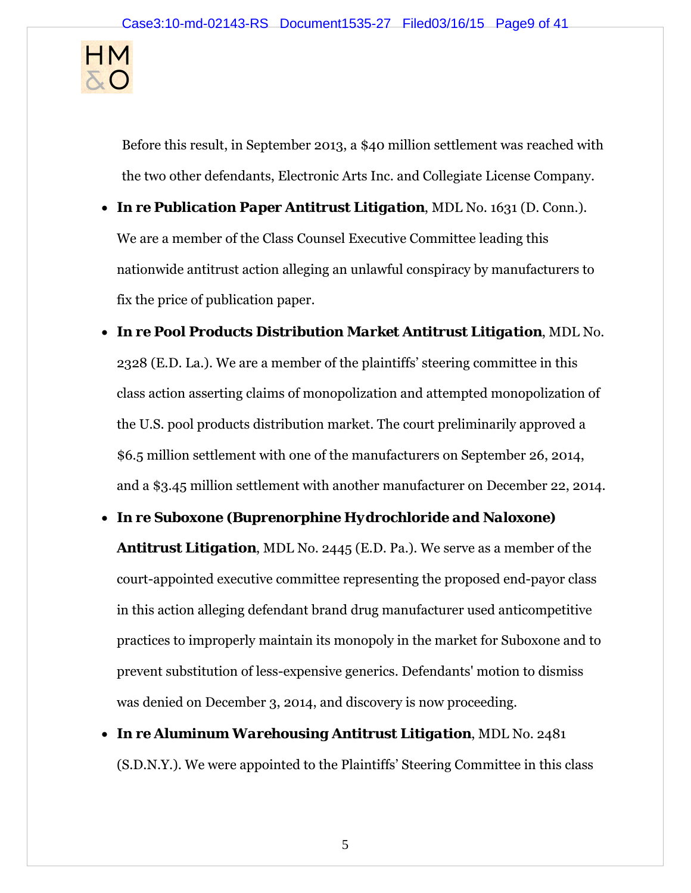Before this result, in September 2013, a $40 million settlement was reached with the two other defendants, Electronic Arts Inc. and Collegiate License Company.

- **In re Publication Paper Antitrust Litigation**, MDL No. 1631 (D. Conn.). We are a member of the Class Counsel Executive Committee leading this nationwide antitrust action alleging an unlawful conspiracy by manufacturers to fix the price of publication paper.
- **In re Pool Products Distribution Market Antitrust Litigation**, MDL No. 2328 (E.D. La.). We are a member of the plaintiffs' steering committee in this class action asserting claims of monopolization and attempted monopolization of the U.S. pool products distribution market. The court preliminarily approved a $6.5 million settlement with one of the manufacturers on September 26, 2014, and a $3.45 million settlement with another manufacturer on December 22, 2014.
- **In re Suboxone (Buprenorphine Hydrochloride and Naloxone) Antitrust Litigation**, MDL No. 2445 (E.D. Pa.). We serve as a member of the court-appointed executive committee representing the proposed end-payor class in this action alleging defendant brand drug manufacturer used anticompetitive practices to improperly maintain its monopoly in the market for Suboxone and to prevent substitution of less-expensive generics. Defendants' motion to dismiss was denied on December 3, 2014, and discovery is now proceeding.
- **In re Aluminum Warehousing Antitrust Litigation**, MDL No. 2481 (S.D.N.Y.). We were appointed to the Plaintiffs' Steering Committee in this class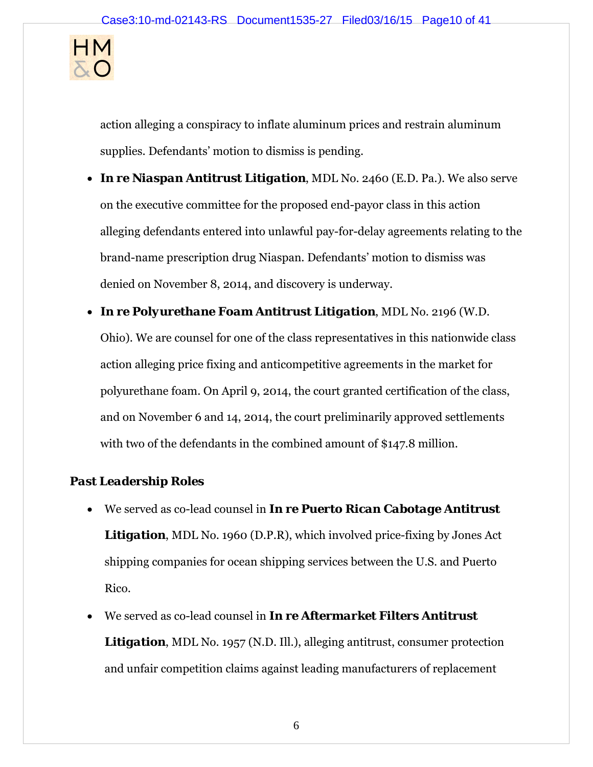action alleging a conspiracy to inflate aluminum prices and restrain aluminum supplies. Defendants' motion to dismiss is pending.

- **In re Niaspan Antitrust Litigation**, MDL No. 2460 (E.D. Pa.). We also serve on the executive committee for the proposed end-payor class in this action alleging defendants entered into unlawful pay-for-delay agreements relating to the brand-name prescription drug Niaspan. Defendants' motion to dismiss was denied on November 8, 2014, and discovery is underway.
- **In re Polyurethane Foam Antitrust Litigation**, MDL No. 2196 (W.D. Ohio). We are counsel for one of the class representatives in this nationwide class action alleging price fixing and anticompetitive agreements in the market for polyurethane foam. On April 9, 2014, the court granted certification of the class, and on November 6 and 14, 2014, the court preliminarily approved settlements with two of the defendants in the combined amount of $147.8 million.

### Past Leadership Roles

- We served as co-lead counsel in **In re Puerto Rican Cabotage Antitrust Litigation**, MDL No. 1960 (D.P.R), which involved price-fixing by Jones Act shipping companies for ocean shipping services between the U.S. and Puerto Rico.
- We served as co-lead counsel in **In re Aftermarket Filters Antitrust Litigation**, MDL No. 1957 (N.D. Ill.), alleging antitrust, consumer protection and unfair competition claims against leading manufacturers of replacement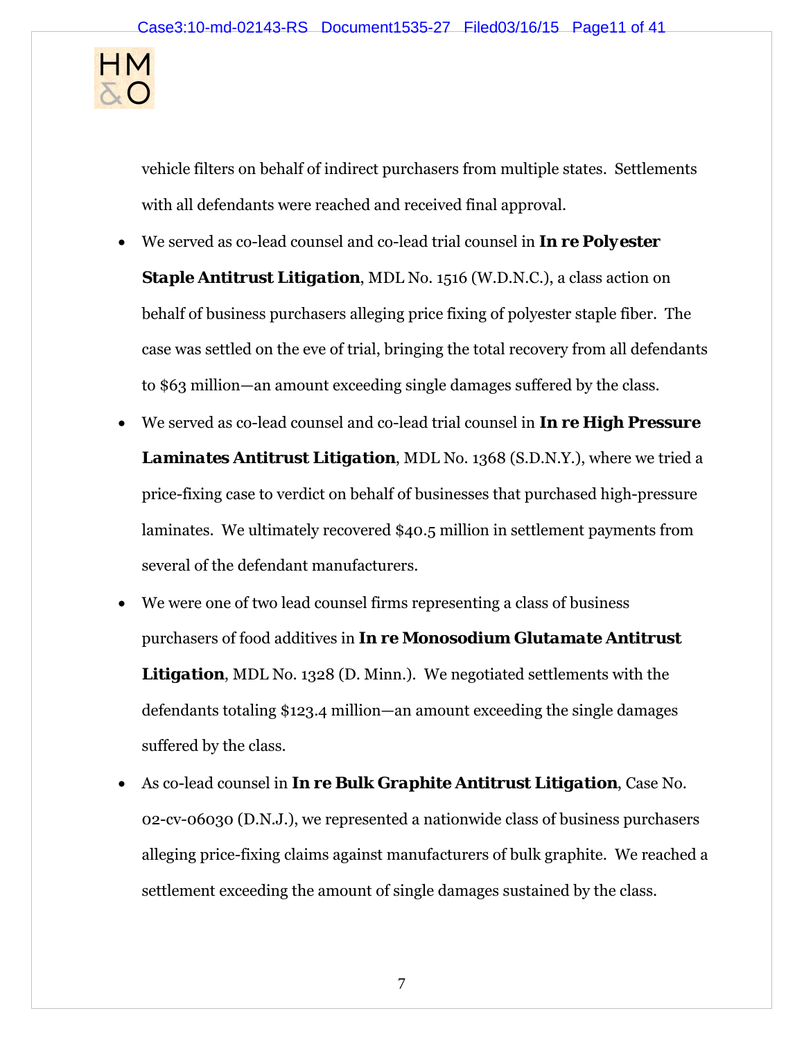vehicle filters on behalf of indirect purchasers from multiple states. Settlements with all defendants were reached and received final approval.

- We served as co-lead counsel and co-lead trial counsel in **In re Polyester Staple Antitrust Litigation**, MDL No. 1516 (W.D.N.C.), a class action on behalf of business purchasers alleging price fixing of polyester staple fiber. The case was settled on the eve of trial, bringing the total recovery from all defendants to $63 million—an amount exceeding single damages suffered by the class.
- We served as co-lead counsel and co-lead trial counsel in **In re High Pressure Laminates Antitrust Litigation**, MDL No. 1368 (S.D.N.Y.), where we tried a price-fixing case to verdict on behalf of businesses that purchased high-pressure laminates. We ultimately recovered $40.5 million in settlement payments from several of the defendant manufacturers.
- We were one of two lead counsel firms representing a class of business purchasers of food additives in **In re Monosodium Glutamate Antitrust Litigation**, MDL No. 1328 (D. Minn.). We negotiated settlements with the defendants totaling $123.4 million—an amount exceeding the single damages suffered by the class.
- As co-lead counsel in **In re Bulk Graphite Antitrust Litigation**, Case No. 02-cv-06030 (D.N.J.), we represented a nationwide class of business purchasers alleging price-fixing claims against manufacturers of bulk graphite. We reached a settlement exceeding the amount of single damages sustained by the class.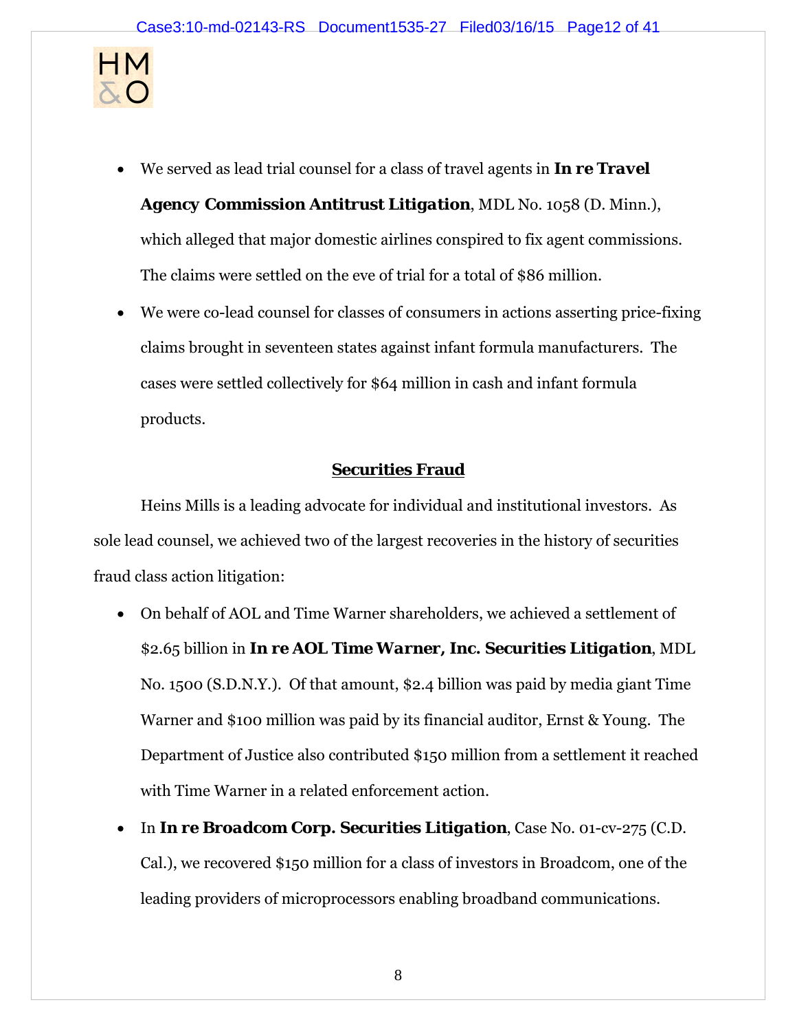- We served as lead trial counsel for a class of travel agents in **In re Travel Agency Commission Antitrust Litigation**, MDL No. 1058 (D. Minn.), which alleged that major domestic airlines conspired to fix agent commissions. The claims were settled on the eve of trial for a total of $86 million.
- We were co-lead counsel for classes of consumers in actions asserting price-fixing claims brought in seventeen states against infant formula manufacturers. The cases were settled collectively for $64 million in cash and infant formula products.

## **Securities Fraud**

Heins Mills is a leading advocate for individual and institutional investors. As sole lead counsel, we achieved two of the largest recoveries in the history of securities fraud class action litigation:

- On behalf of AOL and Time Warner shareholders, we achieved a settlement of $2.65 billion in **In re AOL Time Warner, Inc. Securities Litigation**, MDL No. 1500 (S.D.N.Y.). Of that amount, $2.4 billion was paid by media giant Time Warner and $100 million was paid by its financial auditor, Ernst & Young. The Department of Justice also contributed $150 million from a settlement it reached with Time Warner in a related enforcement action.
- In **In re Broadcom Corp. Securities Litigation**, Case No. 01-cv-275 (C.D. Cal.), we recovered $150 million for a class of investors in Broadcom, one of the leading providers of microprocessors enabling broadband communications.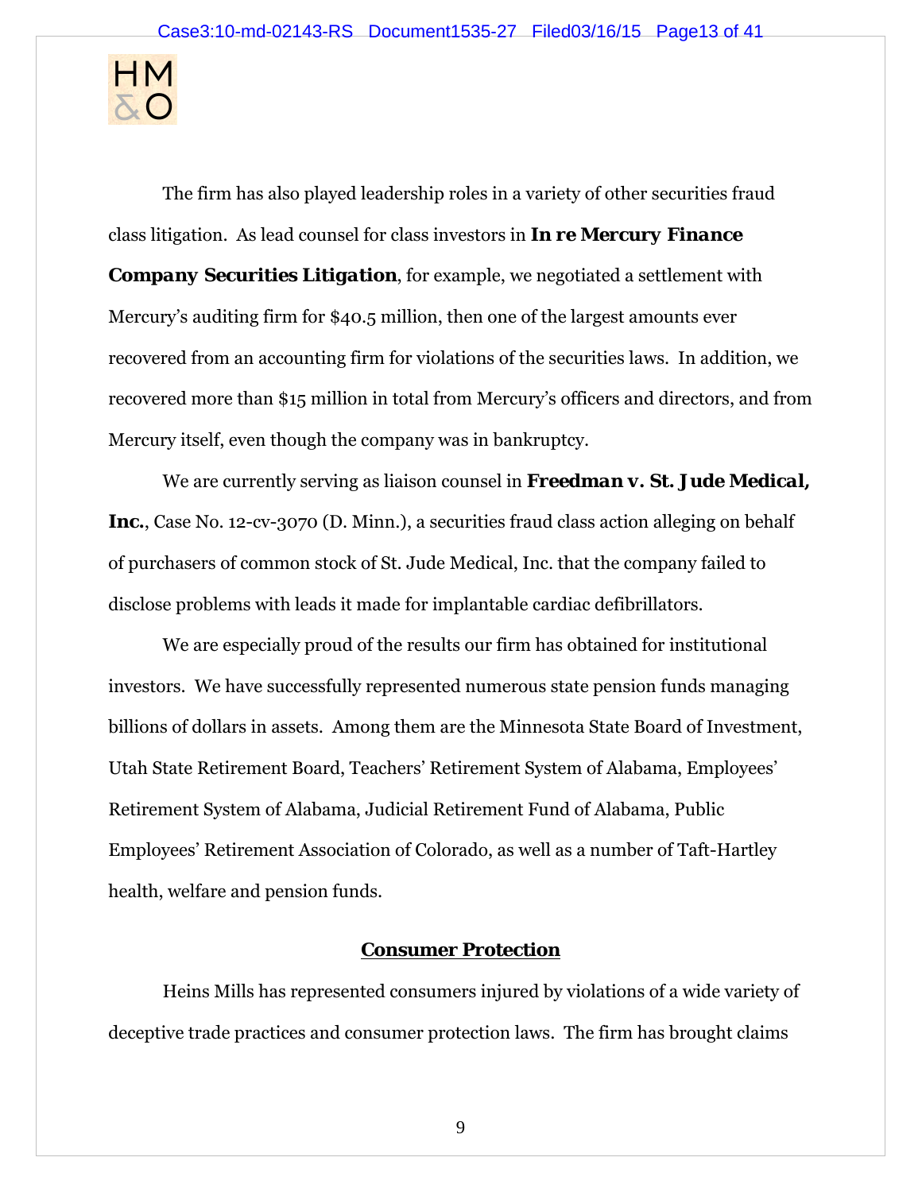The firm has also played leadership roles in a variety of other securities fraud class litigation. As lead counsel for class investors in ***In re Mercury Finance Company Securities Litigation***, for example, we negotiated a settlement with Mercury's auditing firm for $40.5 million, then one of the largest amounts ever recovered from an accounting firm for violations of the securities laws. In addition, we recovered more than $15 million in total from Mercury's officers and directors, and from Mercury itself, even though the company was in bankruptcy.

We are currently serving as liaison counsel in **Freedman v. St. Jude Medical, Inc.**, Case No. 12-cv-3070 (D. Minn.), a securities fraud class action alleging on behalf of purchasers of common stock of St. Jude Medical, Inc. that the company failed to disclose problems with leads it made for implantable cardiac defibrillators.

We are especially proud of the results our firm has obtained for institutional investors. We have successfully represented numerous state pension funds managing billions of dollars in assets. Among them are the Minnesota State Board of Investment, Utah State Retirement Board, Teachers' Retirement System of Alabama, Employees' Retirement System of Alabama, Judicial Retirement Fund of Alabama, Public Employees' Retirement Association of Colorado, as well as a number of Taft-Hartley health, welfare and pension funds.

## Consumer Protection

Heins Mills has represented consumers injured by violations of a wide variety of deceptive trade practices and consumer protection laws. The firm has brought claims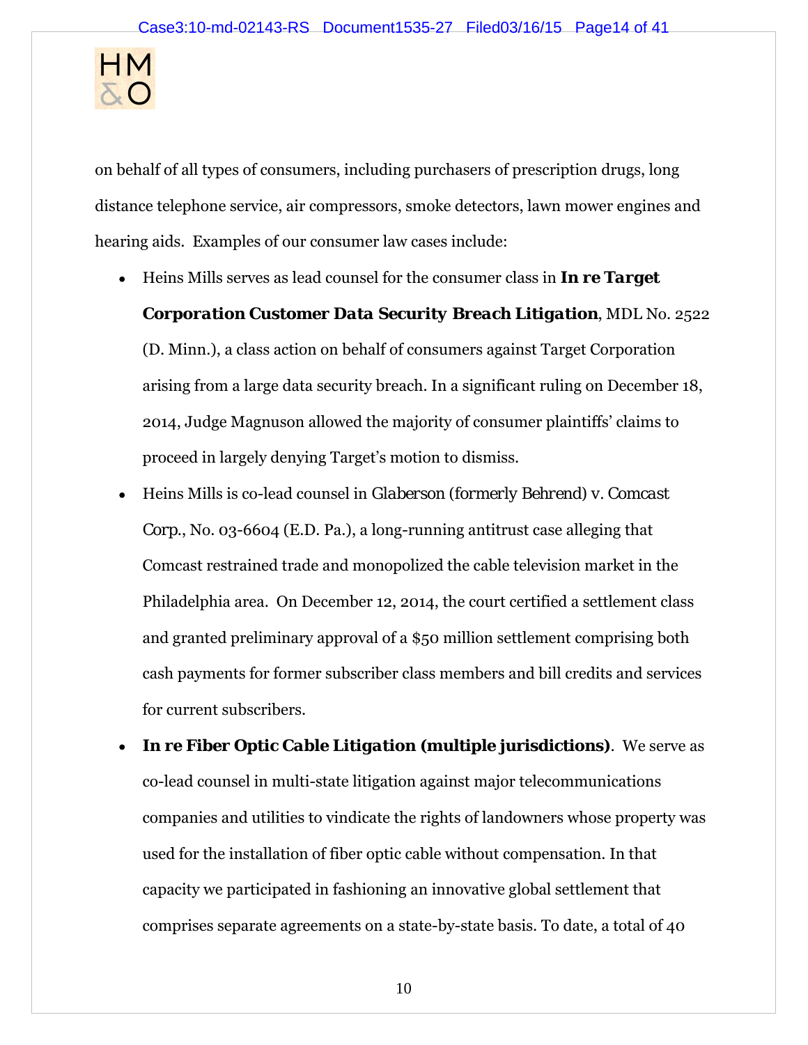on behalf of all types of consumers, including purchasers of prescription drugs, long distance telephone service, air compressors, smoke detectors, lawn mower engines and hearing aids. Examples of our consumer law cases include:

- Heins Mills serves as lead counsel for the consumer class in **In re Target Corporation Customer Data Security Breach Litigation**, MDL No. 2522 (D. Minn.), a class action on behalf of consumers against Target Corporation arising from a large data security breach. In a significant ruling on December 18, 2014, Judge Magnuson allowed the majority of consumer plaintiffs' claims to proceed in largely denying Target's motion to dismiss.
- Heins Mills is co-lead counsel in *Glaberson (formerly Behrend) v. Comcast Corp.*, No. 03-6604 (E.D. Pa.), a long-running antitrust case alleging that Comcast restrained trade and monopolized the cable television market in the Philadelphia area. On December 12, 2014, the court certified a settlement class and granted preliminary approval of a $50 million settlement comprising both cash payments for former subscriber class members and bill credits and services for current subscribers.
- **In re Fiber Optic Cable Litigation (multiple jurisdictions)**. We serve as co-lead counsel in multi-state litigation against major telecommunications companies and utilities to vindicate the rights of landowners whose property was used for the installation of fiber optic cable without compensation. In that capacity we participated in fashioning an innovative global settlement that comprises separate agreements on a state-by-state basis. To date, a total of 40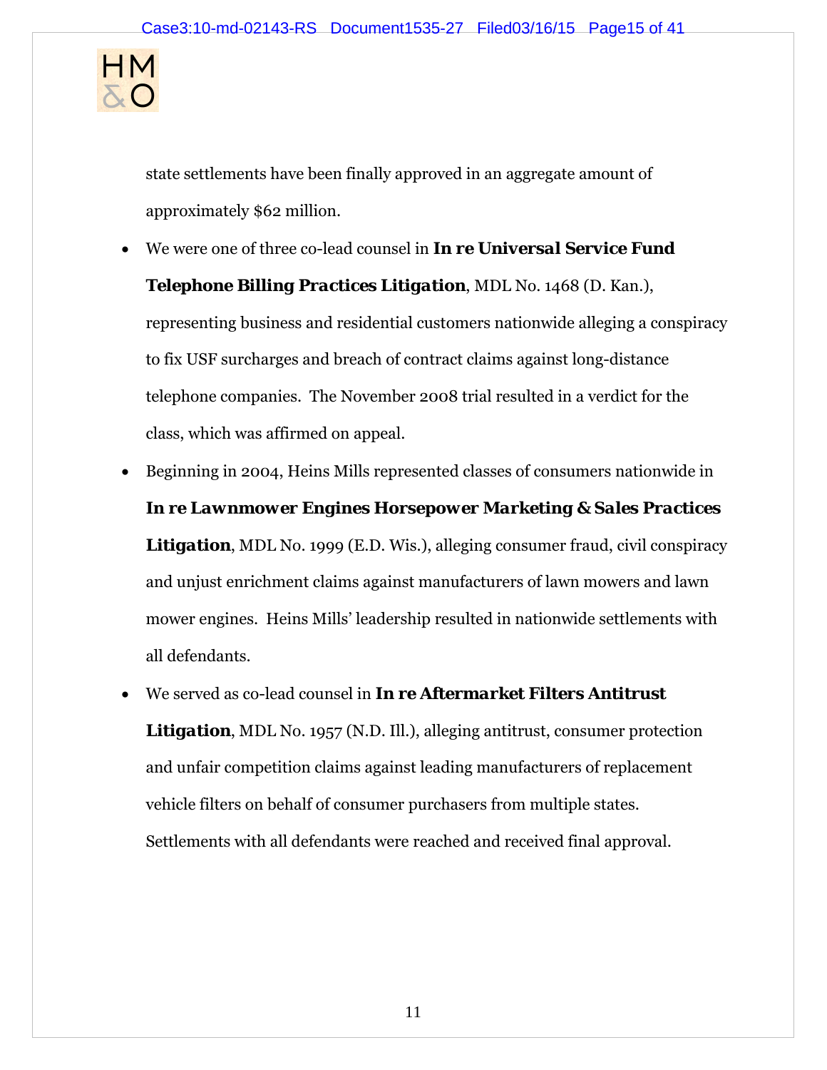state settlements have been finally approved in an aggregate amount of approximately $62 million.

- We were one of three co-lead counsel in **In re Universal Service Fund Telephone Billing Practices Litigation**, MDL No. 1468 (D. Kan.), representing business and residential customers nationwide alleging a conspiracy to fix USF surcharges and breach of contract claims against long-distance telephone companies. The November 2008 trial resulted in a verdict for the class, which was affirmed on appeal.
- Beginning in 2004, Heins Mills represented classes of consumers nationwide in **In re Lawnmower Engines Horsepower Marketing & Sales Practices Litigation**, MDL No. 1999 (E.D. Wis.), alleging consumer fraud, civil conspiracy and unjust enrichment claims against manufacturers of lawn mowers and lawn mower engines. Heins Mills' leadership resulted in nationwide settlements with all defendants.
- We served as co-lead counsel in **In re Aftermarket Filters Antitrust Litigation**, MDL No. 1957 (N.D. Ill.), alleging antitrust, consumer protection and unfair competition claims against leading manufacturers of replacement vehicle filters on behalf of consumer purchasers from multiple states. Settlements with all defendants were reached and received final approval.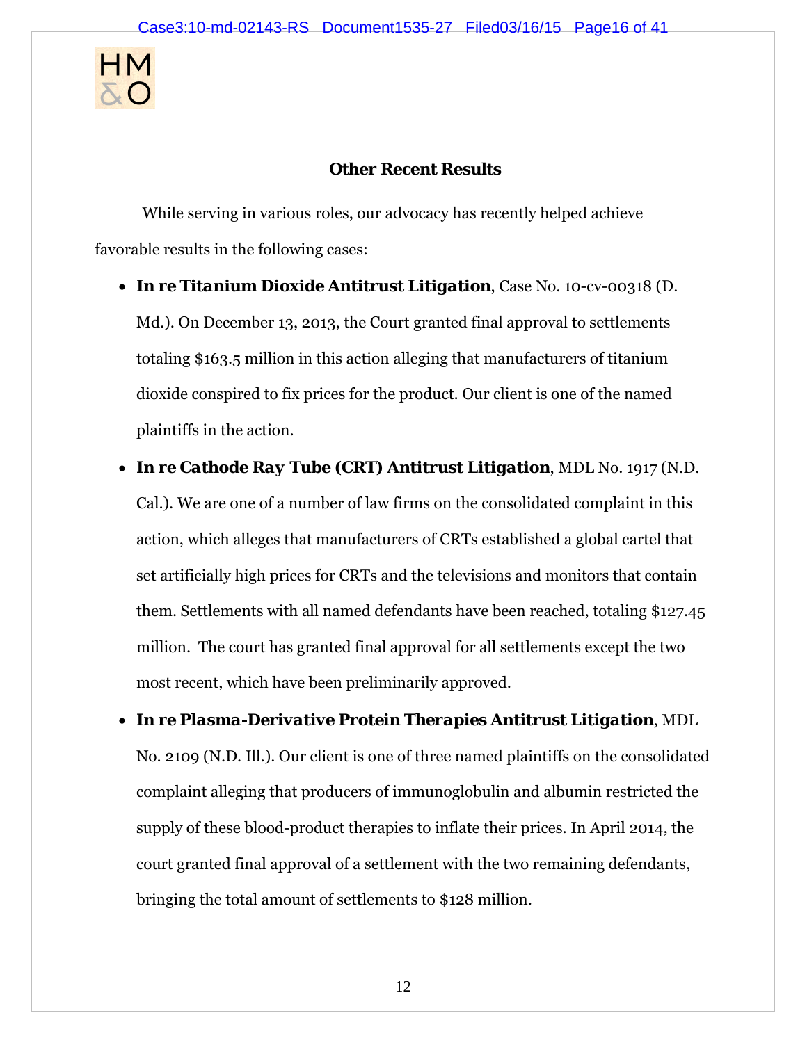## Other Recent Results

While serving in various roles, our advocacy has recently helped achieve favorable results in the following cases:

- **In re Titanium Dioxide Antitrust Litigation**, Case No. 10-cv-00318 (D. Md.). On December 13, 2013, the Court granted final approval to settlements totaling $163.5 million in this action alleging that manufacturers of titanium dioxide conspired to fix prices for the product. Our client is one of the named plaintiffs in the action.
- **In re Cathode Ray Tube (CRT) Antitrust Litigation**, MDL No. 1917 (N.D. Cal.). We are one of a number of law firms on the consolidated complaint in this action, which alleges that manufacturers of CRTs established a global cartel that set artificially high prices for CRTs and the televisions and monitors that contain them. Settlements with all named defendants have been reached, totaling $127.45 million. The court has granted final approval for all settlements except the two most recent, which have been preliminarily approved.
- **In re Plasma-Derivative Protein Therapies Antitrust Litigation**, MDL No. 2109 (N.D. Ill.). Our client is one of three named plaintiffs on the consolidated complaint alleging that producers of immunoglobulin and albumin restricted the supply of these blood-product therapies to inflate their prices. In April 2014, the court granted final approval of a settlement with the two remaining defendants, bringing the total amount of settlements to $128 million.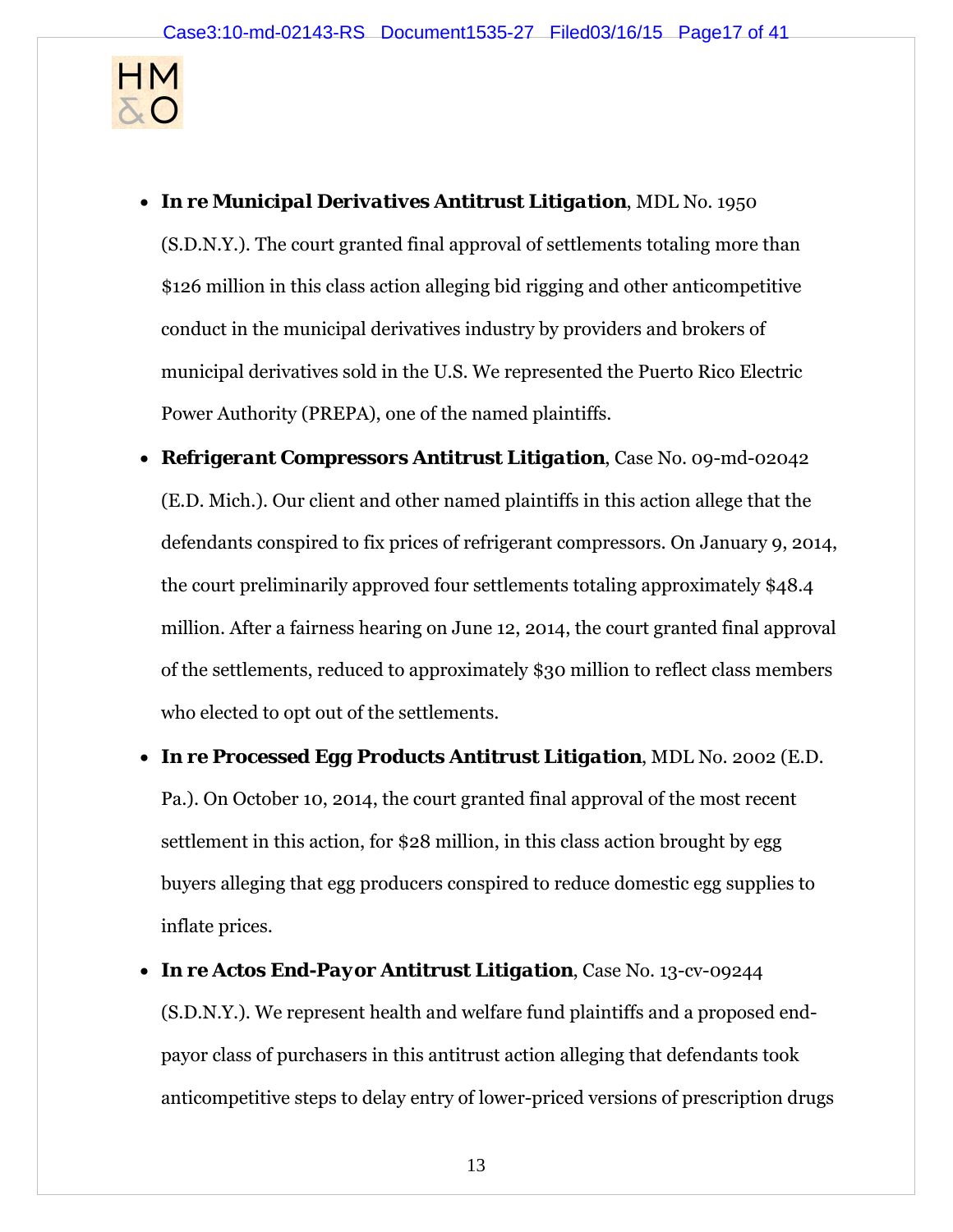- **In re Municipal Derivatives Antitrust Litigation**, MDL No. 1950 (S.D.N.Y.). The court granted final approval of settlements totaling more than $126 million in this class action alleging bid rigging and other anticompetitive conduct in the municipal derivatives industry by providers and brokers of municipal derivatives sold in the U.S. We represented the Puerto Rico Electric Power Authority (PREPA), one of the named plaintiffs.
- **Refrigerant Compressors Antitrust Litigation**, Case No. 09-md-02042 (E.D. Mich.). Our client and other named plaintiffs in this action allege that the defendants conspired to fix prices of refrigerant compressors. On January 9, 2014, the court preliminarily approved four settlements totaling approximately $48.4 million. After a fairness hearing on June 12, 2014, the court granted final approval of the settlements, reduced to approximately $30 million to reflect class members who elected to opt out of the settlements.
- **In re Processed Egg Products Antitrust Litigation**, MDL No. 2002 (E.D. Pa.). On October 10, 2014, the court granted final approval of the most recent settlement in this action, for $28 million, in this class action brought by egg buyers alleging that egg producers conspired to reduce domestic egg supplies to inflate prices.
- **In re Actos End-Payor Antitrust Litigation**, Case No. 13-cv-09244 (S.D.N.Y.). We represent health and welfare fund plaintiffs and a proposed end-payor class of purchasers in this antitrust action alleging that defendants took anticompetitive steps to delay entry of lower-priced versions of prescription drugs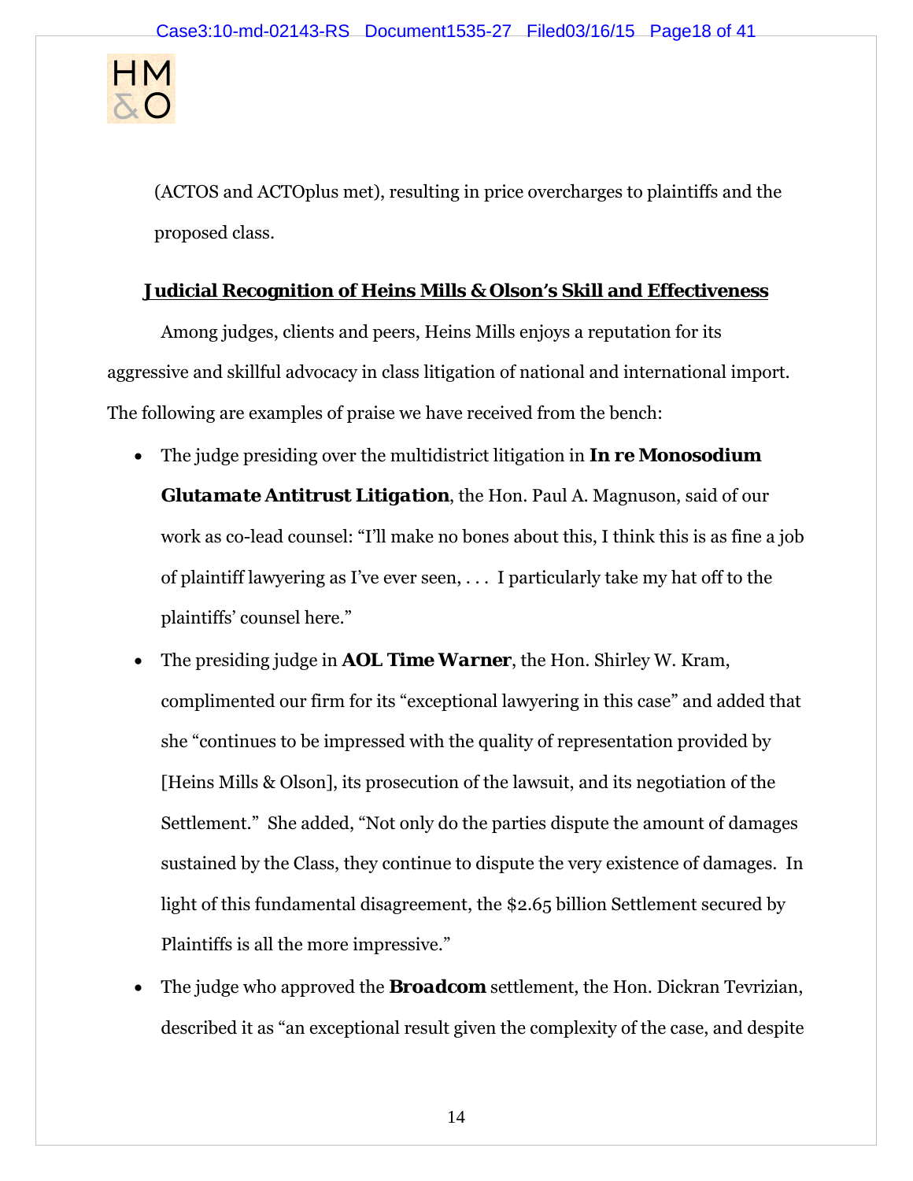(ACTOS and ACTOplus met), resulting in price overcharges to plaintiffs and the proposed class.

## Judicial Recognition of Heins Mills & Olson's Skill and Effectiveness

Among judges, clients and peers, Heins Mills enjoys a reputation for its aggressive and skillful advocacy in class litigation of national and international import. The following are examples of praise we have received from the bench:

- The judge presiding over the multidistrict litigation in **In re Monosodium Glutamate Antitrust Litigation**, the Hon. Paul A. Magnuson, said of our work as co-lead counsel: "I'll make no bones about this, I think this is as fine a job of plaintiff lawyering as I've ever seen, . . . I particularly take my hat off to the plaintiffs' counsel here."
- The presiding judge in **AOL Time Warner**, the Hon. Shirley W. Kram, complimented our firm for its "exceptional lawyering in this case" and added that she "continues to be impressed with the quality of representation provided by [Heins Mills & Olson], its prosecution of the lawsuit, and its negotiation of the Settlement." She added, "Not only do the parties dispute the amount of damages sustained by the Class, they continue to dispute the very existence of damages. In light of this fundamental disagreement, the $2.65 billion Settlement secured by Plaintiffs is all the more impressive."
- The judge who approved the **Broadcom** settlement, the Hon. Dickran Tevrizian, described it as "an exceptional result given the complexity of the case, and despite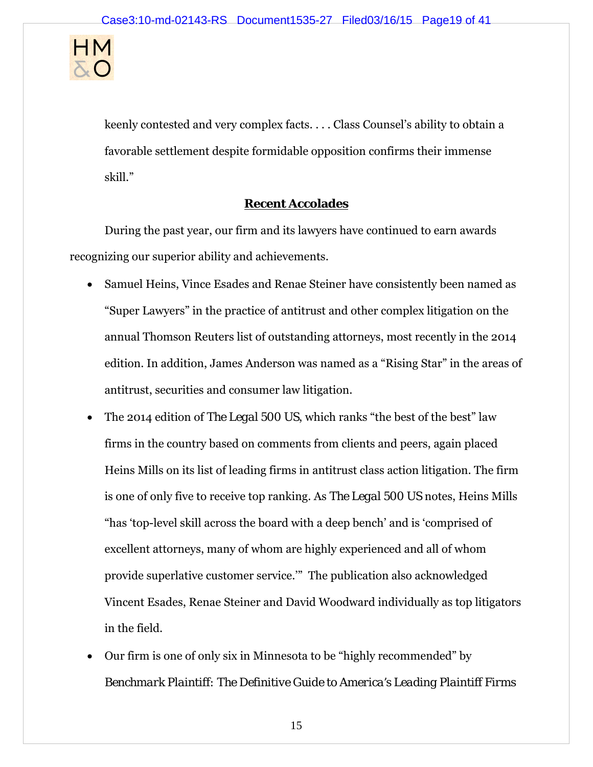keenly contested and very complex facts. . . . Class Counsel's ability to obtain a favorable settlement despite formidable opposition confirms their immense skill."

**Recent Accolades**

During the past year, our firm and its lawyers have continued to earn awards recognizing our superior ability and achievements.

- Samuel Heins, Vince Esades and Renae Steiner have consistently been named as "Super Lawyers" in the practice of antitrust and other complex litigation on the annual Thomson Reuters list of outstanding attorneys, most recently in the 2014 edition. In addition, James Anderson was named as a "Rising Star" in the areas of antitrust, securities and consumer law litigation.
- The 2014 edition of *The Legal 500 US*, which ranks "the best of the best" law firms in the country based on comments from clients and peers, again placed Heins Mills on its list of leading firms in antitrust class action litigation. The firm is one of only five to receive top ranking. As *The Legal 500 US* notes, Heins Mills "has 'top-level skill across the board with a deep bench' and is 'comprised of excellent attorneys, many of whom are highly experienced and all of whom provide superlative customer service.'" The publication also acknowledged Vincent Esades, Renae Steiner and David Woodward individually as top litigators in the field.
- Our firm is one of only six in Minnesota to be "highly recommended" by *Benchmark Plaintiff: The Definitive Guide to America's Leading Plaintiff Firms*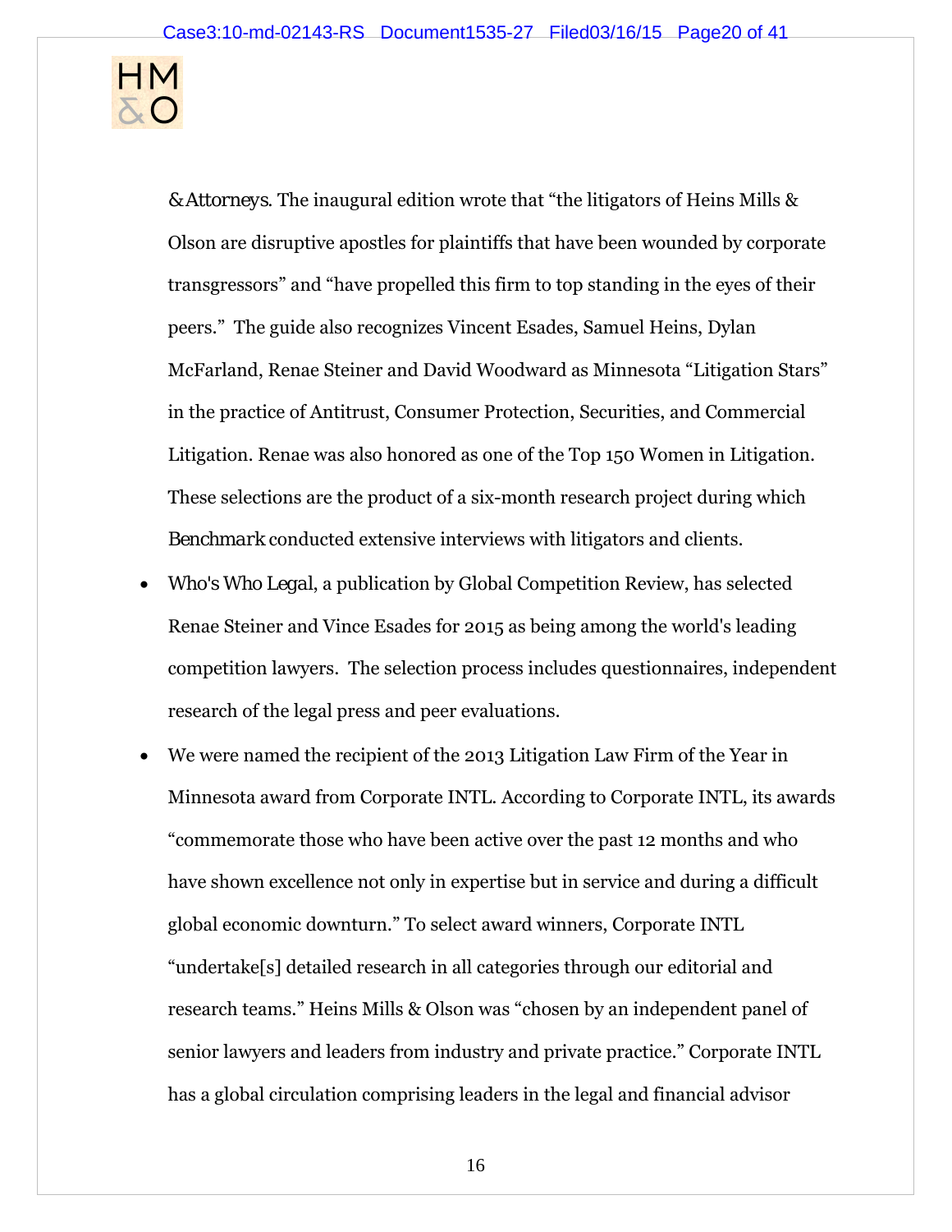*& Attorneys*. The inaugural edition wrote that “the litigators of Heins Mills & Olson are disruptive apostles for plaintiffs that have been wounded by corporate transgressors” and “have propelled this firm to top standing in the eyes of their peers.” The guide also recognizes Vincent Esades, Samuel Heins, Dylan McFarland, Renae Steiner and David Woodward as Minnesota “Litigation Stars” in the practice of Antitrust, Consumer Protection, Securities, and Commercial Litigation. Renae was also honored as one of the Top 150 Women in Litigation. These selections are the product of a six-month research project during which *Benchmark* conducted extensive interviews with litigators and clients.

- *Who's Who Legal*, a publication by Global Competition Review, has selected Renae Steiner and Vince Esades for 2015 as being among the world's leading competition lawyers. The selection process includes questionnaires, independent research of the legal press and peer evaluations.
- We were named the recipient of the 2013 Litigation Law Firm of the Year in Minnesota award from Corporate INTL. According to Corporate INTL, its awards “commemorate those who have been active over the past 12 months and who have shown excellence not only in expertise but in service and during a difficult global economic downturn.” To select award winners, Corporate INTL “undertake[s] detailed research in all categories through our editorial and research teams.” Heins Mills & Olson was “chosen by an independent panel of senior lawyers and leaders from industry and private practice.” Corporate INTL has a global circulation comprising leaders in the legal and financial advisor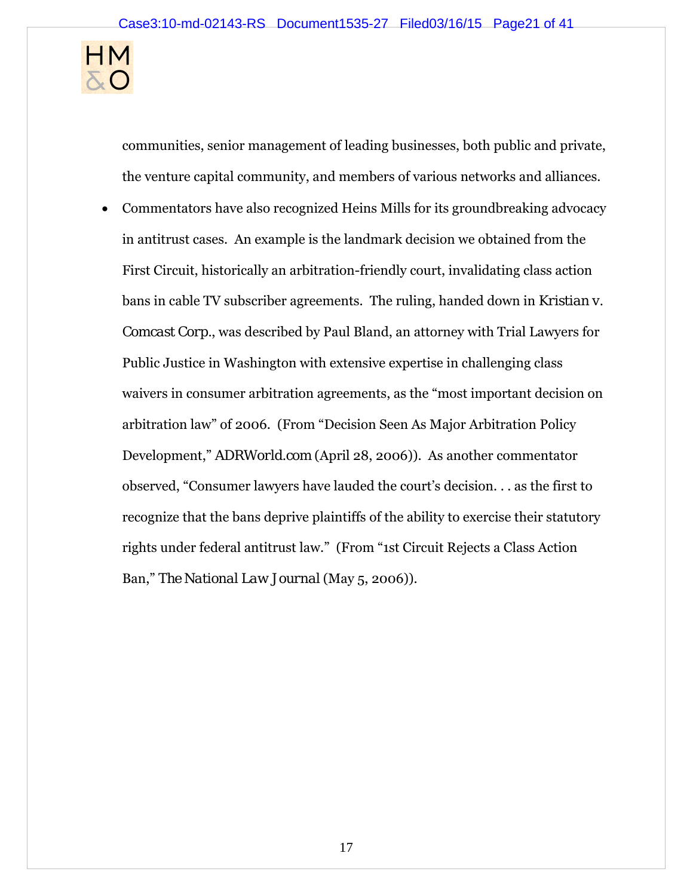communities, senior management of leading businesses, both public and private, the venture capital community, and members of various networks and alliances.

- Commentators have also recognized Heins Mills for its groundbreaking advocacy in antitrust cases. An example is the landmark decision we obtained from the First Circuit, historically an arbitration-friendly court, invalidating class action bans in cable TV subscriber agreements. The ruling, handed down in *Kristian v. Comcast Corp.*, was described by Paul Bland, an attorney with Trial Lawyers for Public Justice in Washington with extensive expertise in challenging class waivers in consumer arbitration agreements, as the "most important decision on arbitration law" of 2006. (From "Decision Seen As Major Arbitration Policy Development," *ADRWorld.com* (April 28, 2006)). As another commentator observed, "Consumer lawyers have lauded the court's decision. . . as the first to recognize that the bans deprive plaintiffs of the ability to exercise their statutory rights under federal antitrust law." (From "1st Circuit Rejects a Class Action Ban," *The National Law Journal* (May 5, 2006)).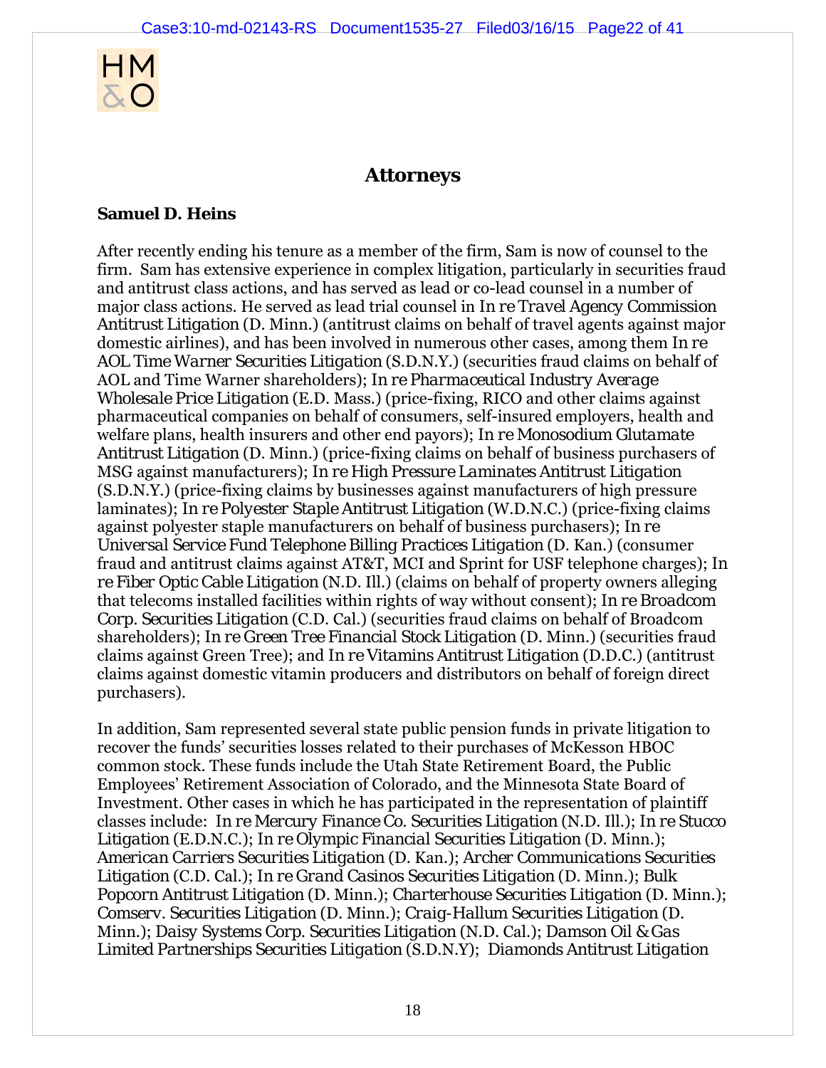## Attorneys

### Samuel D. Heins

After recently ending his tenure as a member of the firm, Sam is now of counsel to the firm. Sam has extensive experience in complex litigation, particularly in securities fraud and antitrust class actions, and has served as lead or co-lead counsel in a number of major class actions. He served as lead trial counsel in *In re Travel Agency Commission Antitrust Litigation* (D. Minn.) (antitrust claims on behalf of travel agents against major domestic airlines), and has been involved in numerous other cases, among them *In re AOL Time Warner Securities Litigation* (S.D.N.Y.) (securities fraud claims on behalf of AOL and Time Warner shareholders); *In re Pharmaceutical Industry Average Wholesale Price Litigation* (E.D. Mass.) (price-fixing, RICO and other claims against pharmaceutical companies on behalf of consumers, self-insured employers, health and welfare plans, health insurers and other end payors); *In re Monosodium Glutamate Antitrust Litigation* (D. Minn.) (price-fixing claims on behalf of business purchasers of MSG against manufacturers); *In re High Pressure Laminates Antitrust Litigation* (S.D.N.Y.) (price-fixing claims by businesses against manufacturers of high pressure laminates); *In re Polyester Staple Antitrust Litigation* (W.D.N.C.) (price-fixing claims against polyester staple manufacturers on behalf of business purchasers); *In re Universal Service Fund Telephone Billing Practices Litigation* (D. Kan.) (consumer fraud and antitrust claims against AT&T, MCI and Sprint for USF telephone charges); *In re Fiber Optic Cable Litigation* (N.D. Ill.) (claims on behalf of property owners alleging that telecoms installed facilities within rights of way without consent); *In re Broadcom Corp. Securities Litigation* (C.D. Cal.) (securities fraud claims on behalf of Broadcom shareholders); *In re Green Tree Financial Stock Litigation* (D. Minn.) (securities fraud claims against Green Tree); and *In re Vitamins Antitrust Litigation* (D.D.C.) (antitrust claims against domestic vitamin producers and distributors on behalf of foreign direct purchasers).

In addition, Sam represented several state public pension funds in private litigation to recover the funds' securities losses related to their purchases of McKesson HBOC common stock. These funds include the Utah State Retirement Board, the Public Employees' Retirement Association of Colorado, and the Minnesota State Board of Investment. Other cases in which he has participated in the representation of plaintiff classes include: *In re Mercury Finance Co. Securities Litigation* (N.D. Ill.); *In re Stucco Litigation* (E.D.N.C.); *In re Olympic Financial Securities Litigation* (D. Minn.); *American Carriers Securities Litigation* (D. Kan.); *Archer Communications Securities Litigation* (C.D. Cal.); *In re Grand Casinos Securities Litigation* (D. Minn.); *Bulk Popcorn Antitrust Litigation* (D. Minn.); *Charterhouse Securities Litigation* (D. Minn.); *Comserv. Securities Litigation* (D. Minn.); *Craig-Hallum Securities Litigation* (D. Minn.); *Daisy Systems Corp. Securities Litigation* (N.D. Cal.); *Damson Oil & Gas Limited Partnerships Securities Litigation* (S.D.N.Y); *Diamonds Antitrust Litigation*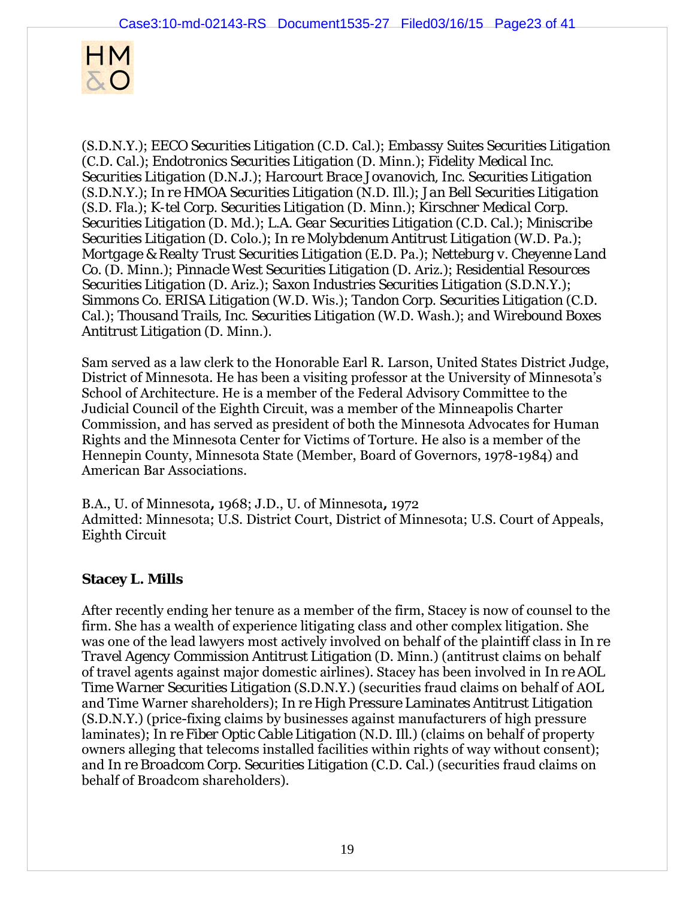(S.D.N.Y.); *EECO Securities Litigation* (C.D. Cal.); *Embassy Suites Securities Litigation* (C.D. Cal.); *Endotronics Securities Litigation* (D. Minn.); *Fidelity Medical Inc. Securities Litigation* (D.N.J.); *Harcourt Brace Jovanovich, Inc. Securities Litigation* (S.D.N.Y.); *In re HMOA Securities Litigation* (N.D. Ill.); *Jan Bell Securities Litigation* (S.D. Fla.); *K-tel Corp. Securities Litigation* (D. Minn.); *Kirschner Medical Corp. Securities Litigation* (D. Md.); *L.A. Gear Securities Litigation* (C.D. Cal.); *Miniscribe Securities Litigation* (D. Colo.); *In re Molybdenum Antitrust Litigation* (W.D. Pa.); *Mortgage & Realty Trust Securities Litigation* (E.D. Pa.); *Netteburg v. Cheyenne Land Co.* (D. Minn.); *Pinnacle West Securities Litigation* (D. Ariz.); *Residential Resources Securities Litigation* (D. Ariz.); *Saxon Industries Securities Litigation* (S.D.N.Y.); *Simmons Co. ERISA Litigation* (W.D. Wis.); *Tandon Corp. Securities Litigation* (C.D. Cal.); *Thousand Trails, Inc. Securities Litigation* (W.D. Wash.); and *Wirebound Boxes Antitrust Litigation* (D. Minn.).

Sam served as a law clerk to the Honorable Earl R. Larson, United States District Judge, District of Minnesota. He has been a visiting professor at the University of Minnesota's School of Architecture. He is a member of the Federal Advisory Committee to the Judicial Council of the Eighth Circuit, was a member of the Minneapolis Charter Commission, and has served as president of both the Minnesota Advocates for Human Rights and the Minnesota Center for Victims of Torture. He also is a member of the Hennepin County, Minnesota State (Member, Board of Governors, 1978-1984) and American Bar Associations.

B.A., U. of Minnesota, 1968; J.D., U. of Minnesota, 1972
Admitted: Minnesota; U.S. District Court, District of Minnesota; U.S. Court of Appeals, Eighth Circuit

**Stacey L. Mills**

After recently ending her tenure as a member of the firm, Stacey is now of counsel to the firm. She has a wealth of experience litigating class and other complex litigation. She was one of the lead lawyers most actively involved on behalf of the plaintiff class in *In re Travel Agency Commission Antitrust Litigation* (D. Minn.) (antitrust claims on behalf of travel agents against major domestic airlines). Stacey has been involved in *In re AOL Time Warner Securities Litigation* (S.D.N.Y.) (securities fraud claims on behalf of AOL and Time Warner shareholders); *In re High Pressure Laminates Antitrust Litigation* (S.D.N.Y.) (price-fixing claims by businesses against manufacturers of high pressure laminates); *In re Fiber Optic Cable Litigation* (N.D. Ill.) (claims on behalf of property owners alleging that telecoms installed facilities within rights of way without consent); and *In re Broadcom Corp. Securities Litigation* (C.D. Cal.) (securities fraud claims on behalf of Broadcom shareholders).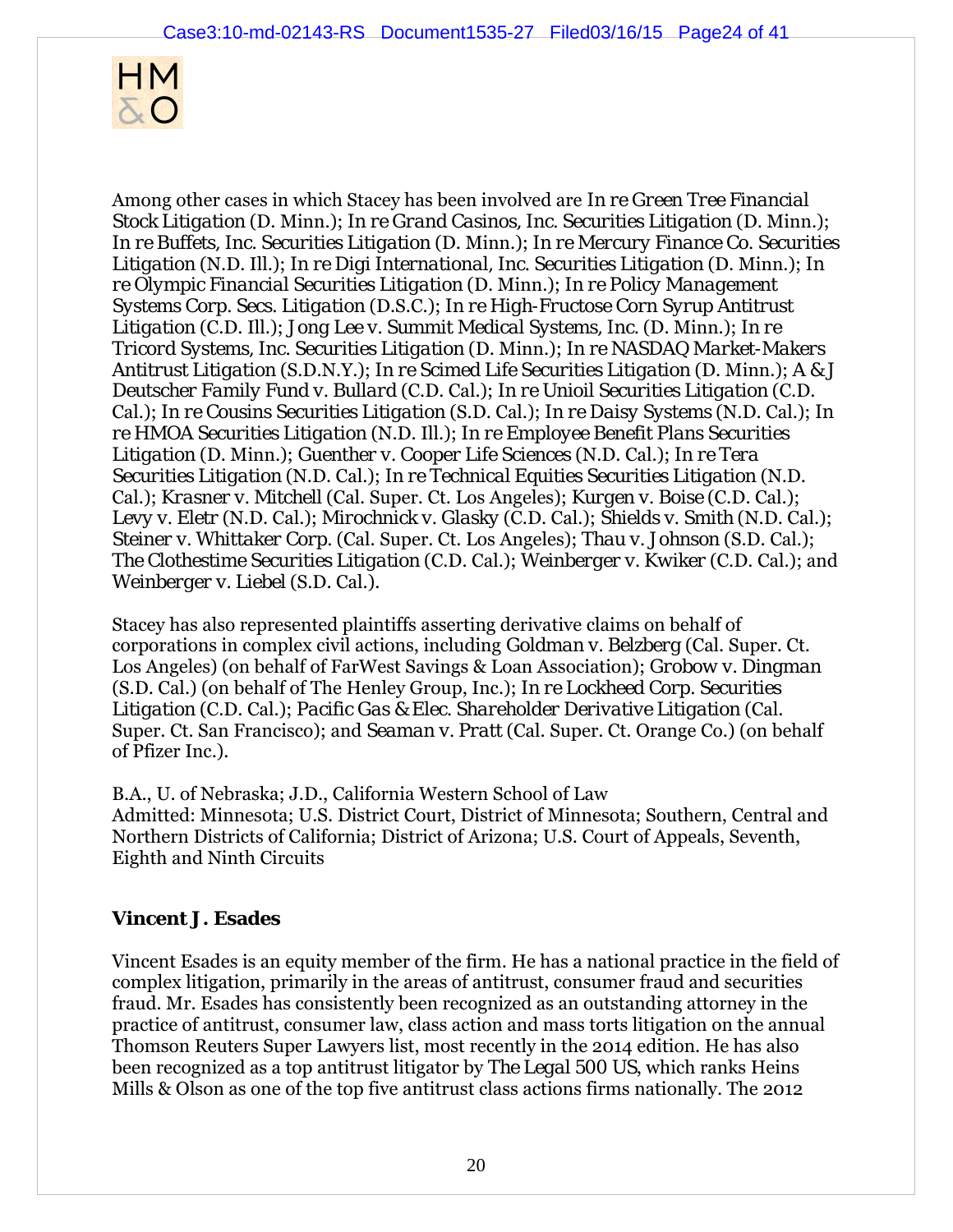Among other cases in which Stacey has been involved are *In re Green Tree Financial Stock Litigation* (D. Minn.); *In re Grand Casinos, Inc. Securities Litigation* (D. Minn.); *In re Buffets, Inc. Securities Litigation* (D. Minn.); *In re Mercury Finance Co. Securities Litigation* (N.D. Ill.); *In re Digi International, Inc. Securities Litigation* (D. Minn.); *In re Olympic Financial Securities Litigation* (D. Minn.); *In re Policy Management Systems Corp. Secs. Litigation* (D.S.C.); *In re High-Fructose Corn Syrup Antitrust Litigation* (C.D. Ill.); *Jong Lee v. Summit Medical Systems, Inc.* (D. Minn.); *In re Tricord Systems, Inc. Securities Litigation* (D. Minn.); *In re NASDAQ Market-Makers Antitrust Litigation* (S.D.N.Y.); *In re Scimed Life Securities Litigation* (D. Minn.); *A & J Deutscher Family Fund v. Bullard* (C.D. Cal.); *In re Unioil Securities Litigation* (C.D. Cal.); *In re Cousins Securities Litigation* (S.D. Cal.); *In re Daisy Systems* (N.D. Cal.); *In re HMOA Securities Litigation* (N.D. Ill.); *In re Employee Benefit Plans Securities Litigation* (D. Minn.); *Guenther v. Cooper Life Sciences* (N.D. Cal.); *In re Tera Securities Litigation* (N.D. Cal.); *In re Technical Equities Securities Litigation* (N.D. Cal.); *Krasner v. Mitchell* (Cal. Super. Ct. Los Angeles); *Kurgen v. Boise* (C.D. Cal.); *Levy v. Eletr* (N.D. Cal.); *Mirochnick v. Glasky* (C.D. Cal.); *Shields v. Smith* (N.D. Cal.); *Steiner v. Whittaker Corp.* (Cal. Super. Ct. Los Angeles); *Thau v. Johnson* (S.D. Cal.); *The Clothestime Securities Litigation* (C.D. Cal.); *Weinberger v. Kwiker* (C.D. Cal.); and *Weinberger v. Liebel* (S.D. Cal.).

Stacey has also represented plaintiffs asserting derivative claims on behalf of corporations in complex civil actions, including *Goldman v. Belzberg* (Cal. Super. Ct. Los Angeles) (on behalf of FarWest Savings & Loan Association); *Grobow v. Dingman* (S.D. Cal.) (on behalf of The Henley Group, Inc.); *In re Lockheed Corp. Securities Litigation* (C.D. Cal.); *Pacific Gas & Elec. Shareholder Derivative Litigation* (Cal. Super. Ct. San Francisco); and *Seaman v. Pratt* (Cal. Super. Ct. Orange Co.) (on behalf of Pfizer Inc.).

B.A., U. of Nebraska; J.D., California Western School of Law
Admitted: Minnesota; U.S. District Court, District of Minnesota; Southern, Central and Northern Districts of California; District of Arizona; U.S. Court of Appeals, Seventh, Eighth and Ninth Circuits

**Vincent J. Esades**

Vincent Esades is an equity member of the firm. He has a national practice in the field of complex litigation, primarily in the areas of antitrust, consumer fraud and securities fraud. Mr. Esades has consistently been recognized as an outstanding attorney in the practice of antitrust, consumer law, class action and mass torts litigation on the annual Thomson Reuters Super Lawyers list, most recently in the 2014 edition. He has also been recognized as a top antitrust litigator by *The Legal 500 US*, which ranks Heins Mills & Olson as one of the top five antitrust class actions firms nationally. The 2012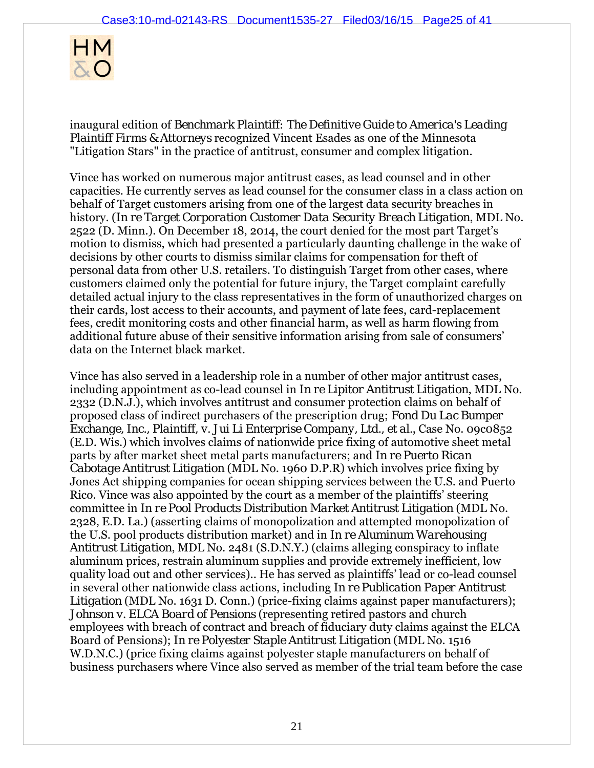inaugural edition of *Benchmark Plaintiff: The Definitive Guide to America's Leading Plaintiff Firms & Attorneys* recognized Vincent Esades as one of the Minnesota "Litigation Stars" in the practice of antitrust, consumer and complex litigation.

Vince has worked on numerous major antitrust cases, as lead counsel and in other capacities. He currently serves as lead counsel for the consumer class in a class action on behalf of Target customers arising from one of the largest data security breaches in history. (*In re Target Corporation Customer Data Security Breach Litigation*, MDL No. 2522 (D. Minn.). On December 18, 2014, the court denied for the most part Target's motion to dismiss, which had presented a particularly daunting challenge in the wake of decisions by other courts to dismiss similar claims for compensation for theft of personal data from other U.S. retailers. To distinguish Target from other cases, where customers claimed only the potential for future injury, the Target complaint carefully detailed actual injury to the class representatives in the form of unauthorized charges on their cards, lost access to their accounts, and payment of late fees, card-replacement fees, credit monitoring costs and other financial harm, as well as harm flowing from additional future abuse of their sensitive information arising from sale of consumers' data on the Internet black market.

Vince has also served in a leadership role in a number of other major antitrust cases, including appointment as co-lead counsel in *In re Lipitor Antitrust Litigation*, MDL No. 2332 (D.N.J.), which involves antitrust and consumer protection claims on behalf of proposed class of indirect purchasers of the prescription drug; *Fond Du Lac Bumper Exchange, Inc., Plaintiff, v. Jui Li Enterprise Company, Ltd., et al.*, Case No. 09c0852 (E.D. Wis.) which involves claims of nationwide price fixing of automotive sheet metal parts by after market sheet metal parts manufacturers; and *In re Puerto Rican Cabotage Antitrust Litigation* (MDL No. 1960 D.P.R) which involves price fixing by Jones Act shipping companies for ocean shipping services between the U.S. and Puerto Rico. Vince was also appointed by the court as a member of the plaintiffs' steering committee in *In re Pool Products Distribution Market Antitrust Litigation* (MDL No. 2328, E.D. La.) (asserting claims of monopolization and attempted monopolization of the U.S. pool products distribution market) and in *In re Aluminum Warehousing Antitrust Litigation*, MDL No. 2481 (S.D.N.Y.) (claims alleging conspiracy to inflate aluminum prices, restrain aluminum supplies and provide extremely inefficient, low quality load out and other services).. He has served as plaintiffs' lead or co-lead counsel in several other nationwide class actions, including *In re Publication Paper Antitrust Litigation* (MDL No. 1631 D. Conn.) (price-fixing claims against paper manufacturers); *Johnson v. ELCA Board of Pensions* (representing retired pastors and church employees with breach of contract and breach of fiduciary duty claims against the ELCA Board of Pensions); *In re Polyester Staple Antitrust Litigation* (MDL No. 1516 W.D.N.C.) (price fixing claims against polyester staple manufacturers on behalf of business purchasers where Vince also served as member of the trial team before the case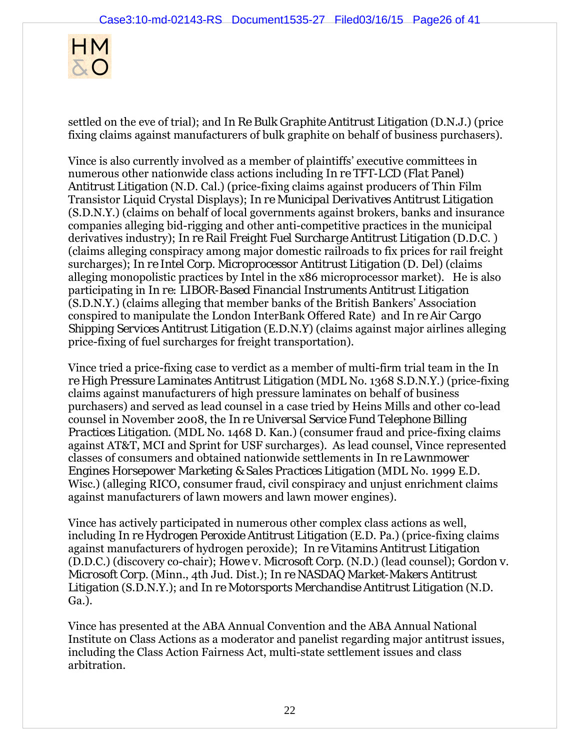settled on the eve of trial); and *In Re Bulk Graphite Antitrust Litigation* (D.N.J.) (price fixing claims against manufacturers of bulk graphite on behalf of business purchasers).

Vince is also currently involved as a member of plaintiffs' executive committees in numerous other nationwide class actions including *In re TFT-LCD (Flat Panel) Antitrust Litigation* (N.D. Cal.) (price-fixing claims against producers of Thin Film Transistor Liquid Crystal Displays); *In re Municipal Derivatives Antitrust Litigation* (S.D.N.Y.) (claims on behalf of local governments against brokers, banks and insurance companies alleging bid-rigging and other anti-competitive practices in the municipal derivatives industry); *In re Rail Freight Fuel Surcharge Antitrust Litigation* (D.D.C. ) (claims alleging conspiracy among major domestic railroads to fix prices for rail freight surcharges); *In re Intel Corp. Microprocessor Antitrust Litigation* (D. Del) (claims alleging monopolistic practices by Intel in the x86 microprocessor market). He is also participating in *In re: LIBOR-Based Financial Instruments Antitrust Litigation* (S.D.N.Y.) (claims alleging that member banks of the British Bankers' Association conspired to manipulate the London InterBank Offered Rate) and *In re Air Cargo Shipping Services Antitrust Litigation* (E.D.N.Y) (claims against major airlines alleging price-fixing of fuel surcharges for freight transportation).

Vince tried a price-fixing case to verdict as a member of multi-firm trial team in the *In re High Pressure Laminates Antitrust Litigation* (MDL No. 1368 S.D.N.Y.) (price-fixing claims against manufacturers of high pressure laminates on behalf of business purchasers) and served as lead counsel in a case tried by Heins Mills and other co-lead counsel in November 2008, the *In re Universal Service Fund Telephone Billing Practices Litigation*. (MDL No. 1468 D. Kan.) (consumer fraud and price-fixing claims against AT&T, MCI and Sprint for USF surcharges). As lead counsel, Vince represented classes of consumers and obtained nationwide settlements in *In re Lawnmower Engines Horsepower Marketing & Sales Practices Litigation* (MDL No. 1999 E.D. Wisc.) (alleging RICO, consumer fraud, civil conspiracy and unjust enrichment claims against manufacturers of lawn mowers and lawn mower engines).

Vince has actively participated in numerous other complex class actions as well, including *In re Hydrogen Peroxide Antitrust Litigation* (E.D. Pa.) (price-fixing claims against manufacturers of hydrogen peroxide); *In re Vitamins Antitrust Litigation* (D.D.C.) (discovery co-chair); *Howe v. Microsoft Corp.* (N.D.) (lead counsel); *Gordon v. Microsoft Corp.* (Minn., 4th Jud. Dist.); *In re NASDAQ Market-Makers Antitrust Litigation* (S.D.N.Y.); and *In re Motorsports Merchandise Antitrust Litigation* (N.D. Ga.).

Vince has presented at the ABA Annual Convention and the ABA Annual National Institute on Class Actions as a moderator and panelist regarding major antitrust issues, including the Class Action Fairness Act, multi-state settlement issues and class arbitration.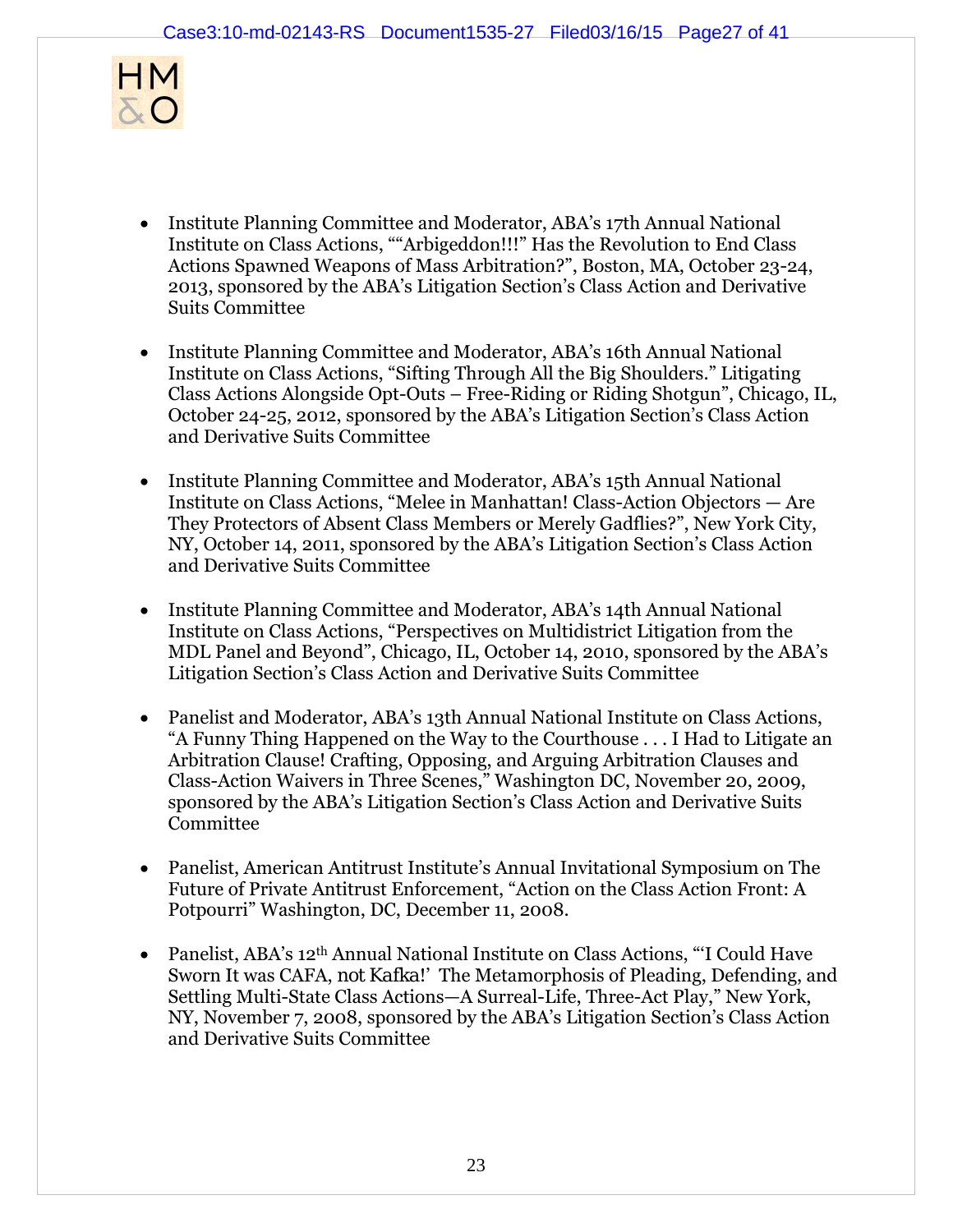- Institute Planning Committee and Moderator, ABA's 17th Annual National Institute on Class Actions, ""Arbigeddon!!!" Has the Revolution to End Class Actions Spawned Weapons of Mass Arbitration?", Boston, MA, October 23-24, 2013, sponsored by the ABA's Litigation Section's Class Action and Derivative Suits Committee

- Institute Planning Committee and Moderator, ABA's 16th Annual National Institute on Class Actions, "Sifting Through All the Big Shoulders." Litigating Class Actions Alongside Opt-Outs – Free-Riding or Riding Shotgun", Chicago, IL, October 24-25, 2012, sponsored by the ABA's Litigation Section's Class Action and Derivative Suits Committee

- Institute Planning Committee and Moderator, ABA's 15th Annual National Institute on Class Actions, "Melee in Manhattan! Class-Action Objectors — Are They Protectors of Absent Class Members or Merely Gadflies?", New York City, NY, October 14, 2011, sponsored by the ABA's Litigation Section's Class Action and Derivative Suits Committee

- Institute Planning Committee and Moderator, ABA's 14th Annual National Institute on Class Actions, "Perspectives on Multidistrict Litigation from the MDL Panel and Beyond", Chicago, IL, October 14, 2010, sponsored by the ABA's Litigation Section's Class Action and Derivative Suits Committee

- Panelist and Moderator, ABA's 13th Annual National Institute on Class Actions, "A Funny Thing Happened on the Way to the Courthouse . . . I Had to Litigate an Arbitration Clause! Crafting, Opposing, and Arguing Arbitration Clauses and Class-Action Waivers in Three Scenes," Washington DC, November 20, 2009, sponsored by the ABA's Litigation Section's Class Action and Derivative Suits Committee

- Panelist, American Antitrust Institute's Annual Invitational Symposium on The Future of Private Antitrust Enforcement, "Action on the Class Action Front: A Potpourri" Washington, DC, December 11, 2008.

- Panelist, ABA's 12th Annual National Institute on Class Actions, "'I Could Have Sworn It was CAFA, not Kafka!' The Metamorphosis of Pleading, Defending, and Settling Multi-State Class Actions—A Surreal-Life, Three-Act Play," New York, NY, November 7, 2008, sponsored by the ABA's Litigation Section's Class Action and Derivative Suits Committee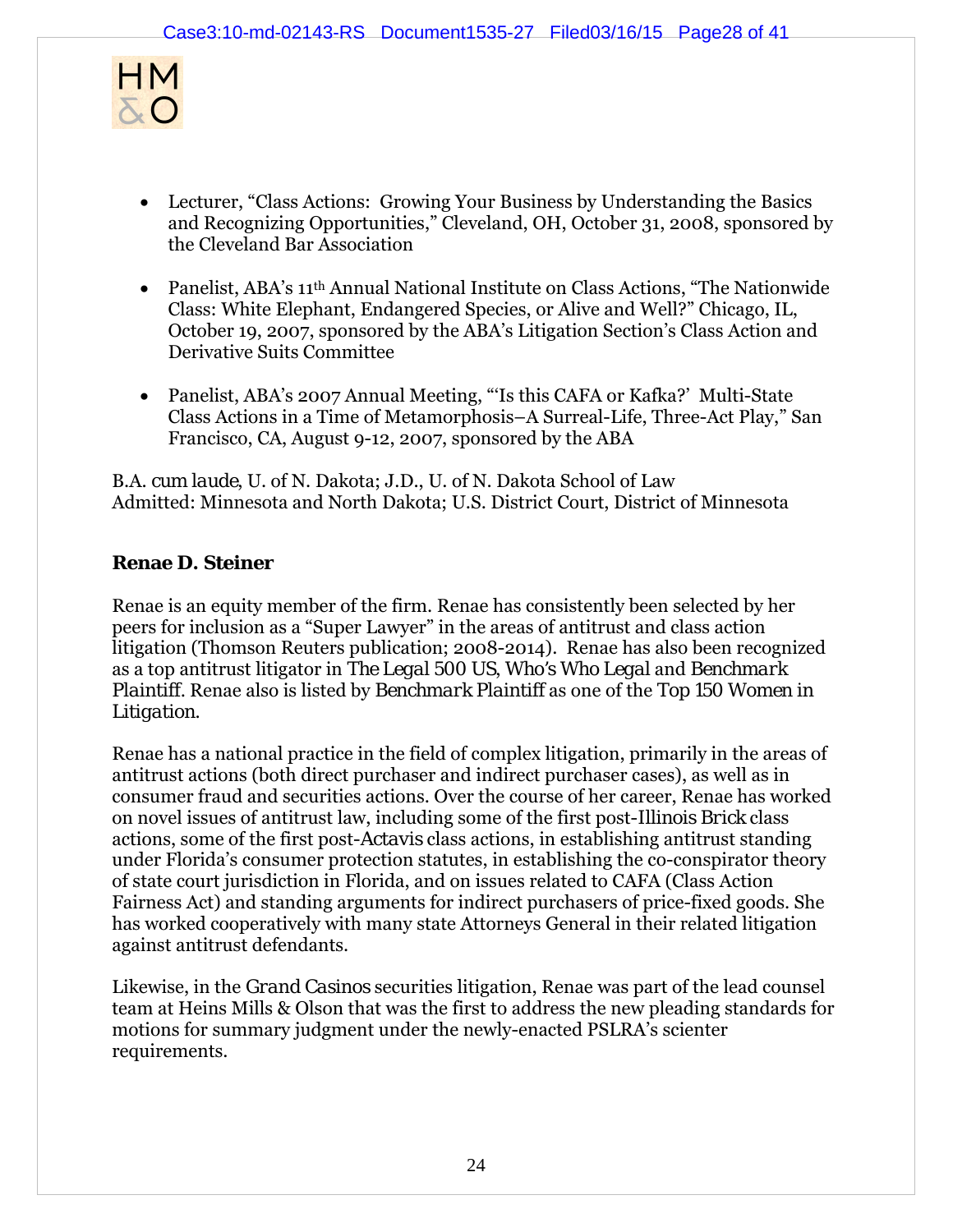- Lecturer, “Class Actions: Growing Your Business by Understanding the Basics and Recognizing Opportunities,” Cleveland, OH, October 31, 2008, sponsored by the Cleveland Bar Association

- Panelist, ABA’s 11th Annual National Institute on Class Actions, “The Nationwide Class: White Elephant, Endangered Species, or Alive and Well?” Chicago, IL, October 19, 2007, sponsored by the ABA’s Litigation Section’s Class Action and Derivative Suits Committee

- Panelist, ABA’s 2007 Annual Meeting, “‘Is this CAFA or Kafka?’ Multi-State Class Actions in a Time of Metamorphosis–A Surreal-Life, Three-Act Play,” San Francisco, CA, August 9-12, 2007, sponsored by the ABA

B.A. *cum laude*, U. of N. Dakota; J.D., U. of N. Dakota School of Law
Admitted: Minnesota and North Dakota; U.S. District Court, District of Minnesota

**Renae D. Steiner**

Renae is an equity member of the firm. Renae has consistently been selected by her peers for inclusion as a “Super Lawyer” in the areas of antitrust and class action litigation (Thomson Reuters publication; 2008-2014). Renae has also been recognized as a top antitrust litigator in *The Legal 500 US*, *Who’s Who Legal* and *Benchmark Plaintiff*. Renae also is listed by *Benchmark Plaintiff* as one of the Top 150 Women in Litigation.

Renae has a national practice in the field of complex litigation, primarily in the areas of antitrust actions (both direct purchaser and indirect purchaser cases), as well as in consumer fraud and securities actions. Over the course of her career, Renae has worked on novel issues of antitrust law, including some of the first post-*Illinois Brick* class actions, some of the first post-*Actavis* class actions, in establishing antitrust standing under Florida’s consumer protection statutes, in establishing the co-conspirator theory of state court jurisdiction in Florida, and on issues related to CAFA (Class Action Fairness Act) and standing arguments for indirect purchasers of price-fixed goods. She has worked cooperatively with many state Attorneys General in their related litigation against antitrust defendants.

Likewise, in the *Grand Casinos* securities litigation, Renae was part of the lead counsel team at Heins Mills & Olson that was the first to address the new pleading standards for motions for summary judgment under the newly-enacted PSLRA’s scienter requirements.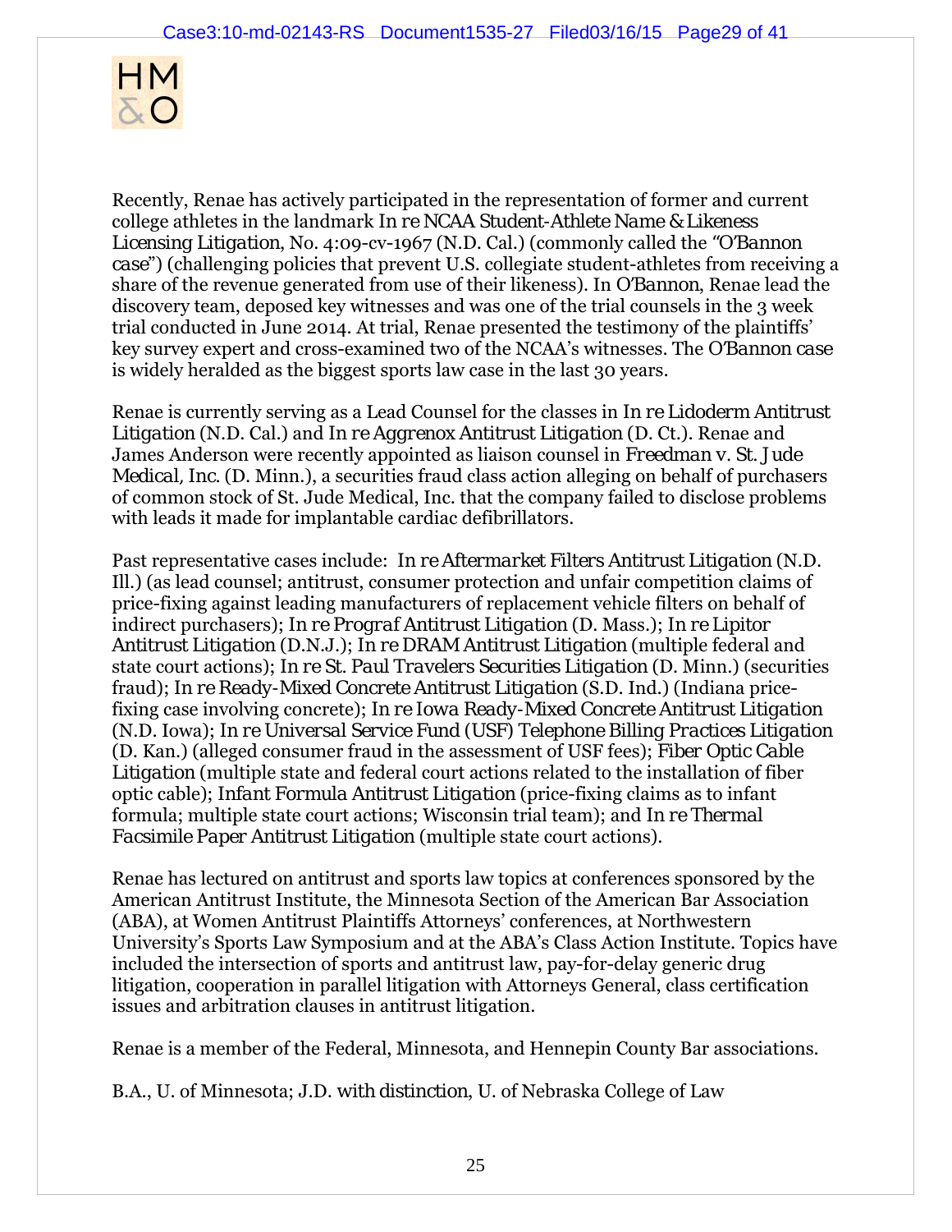Recently, Renae has actively participated in the representation of former and current college athletes in the landmark *In re NCAA Student-Athlete Name & Likeness Licensing Litigation*, No. 4:09-cv-1967 (N.D. Cal.) (commonly called the "*O'Bannon case*") (challenging policies that prevent U.S. collegiate student-athletes from receiving a share of the revenue generated from use of their likeness). In *O'Bannon*, Renae lead the discovery team, deposed key witnesses and was one of the trial counsels in the 3 week trial conducted in June 2014. At trial, Renae presented the testimony of the plaintiffs' key survey expert and cross-examined two of the NCAA's witnesses. The *O'Bannon case* is widely heralded as the biggest sports law case in the last 30 years.

Renae is currently serving as a Lead Counsel for the classes in *In re Lidoderm Antitrust Litigation* (N.D. Cal.) and *In re Aggrenox Antitrust Litigation* (D. Ct.). Renae and James Anderson were recently appointed as liaison counsel in *Freedman v. St. Jude Medical, Inc.* (D. Minn.), a securities fraud class action alleging on behalf of purchasers of common stock of St. Jude Medical, Inc. that the company failed to disclose problems with leads it made for implantable cardiac defibrillators.

Past representative cases include: *In re Aftermarket Filters Antitrust Litigation* (N.D. Ill.) (as lead counsel; antitrust, consumer protection and unfair competition claims of price-fixing against leading manufacturers of replacement vehicle filters on behalf of indirect purchasers); *In re Prograf Antitrust Litigation* (D. Mass.); *In re Lipitor Antitrust Litigation* (D.N.J.); *In re DRAM Antitrust Litigation* (multiple federal and state court actions); *In re St. Paul Travelers Securities Litigation* (D. Minn.) (securities fraud); *In re Ready-Mixed Concrete Antitrust Litigation* (S.D. Ind.) (Indiana price-fixing case involving concrete); *In re Iowa Ready-Mixed Concrete Antitrust Litigation* (N.D. Iowa); *In re Universal Service Fund (USF) Telephone Billing Practices Litigation* (D. Kan.) (alleged consumer fraud in the assessment of USF fees); *Fiber Optic Cable Litigation* (multiple state and federal court actions related to the installation of fiber optic cable); *Infant Formula Antitrust Litigation* (price-fixing claims as to infant formula; multiple state court actions; Wisconsin trial team); and *In re Thermal Facsimile Paper Antitrust Litigation* (multiple state court actions).

Renae has lectured on antitrust and sports law topics at conferences sponsored by the American Antitrust Institute, the Minnesota Section of the American Bar Association (ABA), at Women Antitrust Plaintiffs Attorneys' conferences, at Northwestern University's Sports Law Symposium and at the ABA's Class Action Institute. Topics have included the intersection of sports and antitrust law, pay-for-delay generic drug litigation, cooperation in parallel litigation with Attorneys General, class certification issues and arbitration clauses in antitrust litigation.

Renae is a member of the Federal, Minnesota, and Hennepin County Bar associations.

B.A., U. of Minnesota; J.D. *with distinction*, U. of Nebraska College of Law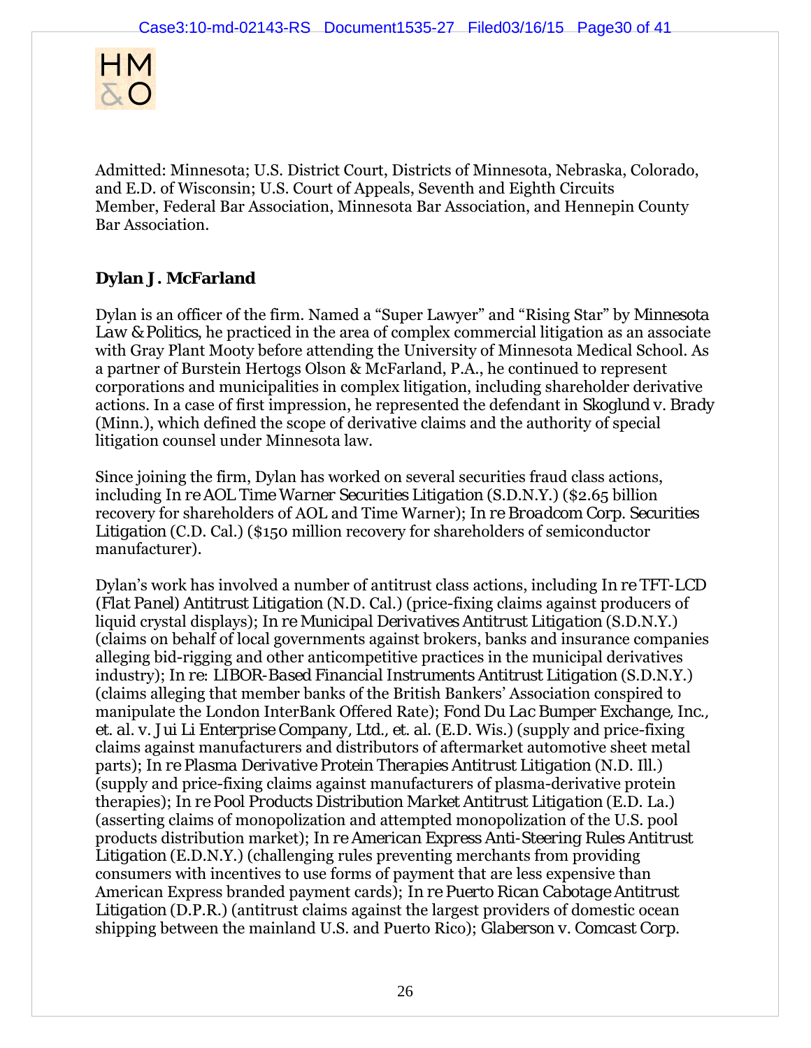Admitted: Minnesota; U.S. District Court, Districts of Minnesota, Nebraska, Colorado, and E.D. of Wisconsin; U.S. Court of Appeals, Seventh and Eighth Circuits
Member, Federal Bar Association, Minnesota Bar Association, and Hennepin County Bar Association.

**Dylan J. McFarland**

Dylan is an officer of the firm. Named a "Super Lawyer" and "Rising Star" by *Minnesota Law & Politics*, he practiced in the area of complex commercial litigation as an associate with Gray Plant Mooty before attending the University of Minnesota Medical School. As a partner of Burstein Hertogs Olson & McFarland, P.A., he continued to represent corporations and municipalities in complex litigation, including shareholder derivative actions. In a case of first impression, he represented the defendant in *Skoglund v. Brady* (Minn.), which defined the scope of derivative claims and the authority of special litigation counsel under Minnesota law.

Since joining the firm, Dylan has worked on several securities fraud class actions, including *In re AOL Time Warner Securities Litigation* (S.D.N.Y.) ($2.65 billion recovery for shareholders of AOL and Time Warner); *In re Broadcom Corp. Securities Litigation* (C.D. Cal.) ($150 million recovery for shareholders of semiconductor manufacturer).

Dylan's work has involved a number of antitrust class actions, including *In re TFT-LCD (Flat Panel) Antitrust Litigation* (N.D. Cal.) (price-fixing claims against producers of liquid crystal displays); *In re Municipal Derivatives Antitrust Litigation* (S.D.N.Y.) (claims on behalf of local governments against brokers, banks and insurance companies alleging bid-rigging and other anticompetitive practices in the municipal derivatives industry); *In re: LIBOR-Based Financial Instruments Antitrust Litigation* (S.D.N.Y.) (claims alleging that member banks of the British Bankers' Association conspired to manipulate the London InterBank Offered Rate); *Fond Du Lac Bumper Exchange, Inc., et. al. v. Jui Li Enterprise Company, Ltd., et. al.* (E.D. Wis.) (supply and price-fixing claims against manufacturers and distributors of aftermarket automotive sheet metal parts); *In re Plasma Derivative Protein Therapies Antitrust Litigation* (N.D. Ill.) (supply and price-fixing claims against manufacturers of plasma-derivative protein therapies); *In re Pool Products Distribution Market Antitrust Litigation* (E.D. La.) (asserting claims of monopolization and attempted monopolization of the U.S. pool products distribution market); *In re American Express Anti-Steering Rules Antitrust Litigation* (E.D.N.Y.) (challenging rules preventing merchants from providing consumers with incentives to use forms of payment that are less expensive than American Express branded payment cards); *In re Puerto Rican Cabotage Antitrust Litigation* (D.P.R.) (antitrust claims against the largest providers of domestic ocean shipping between the mainland U.S. and Puerto Rico); *Glaberson v. Comcast Corp.*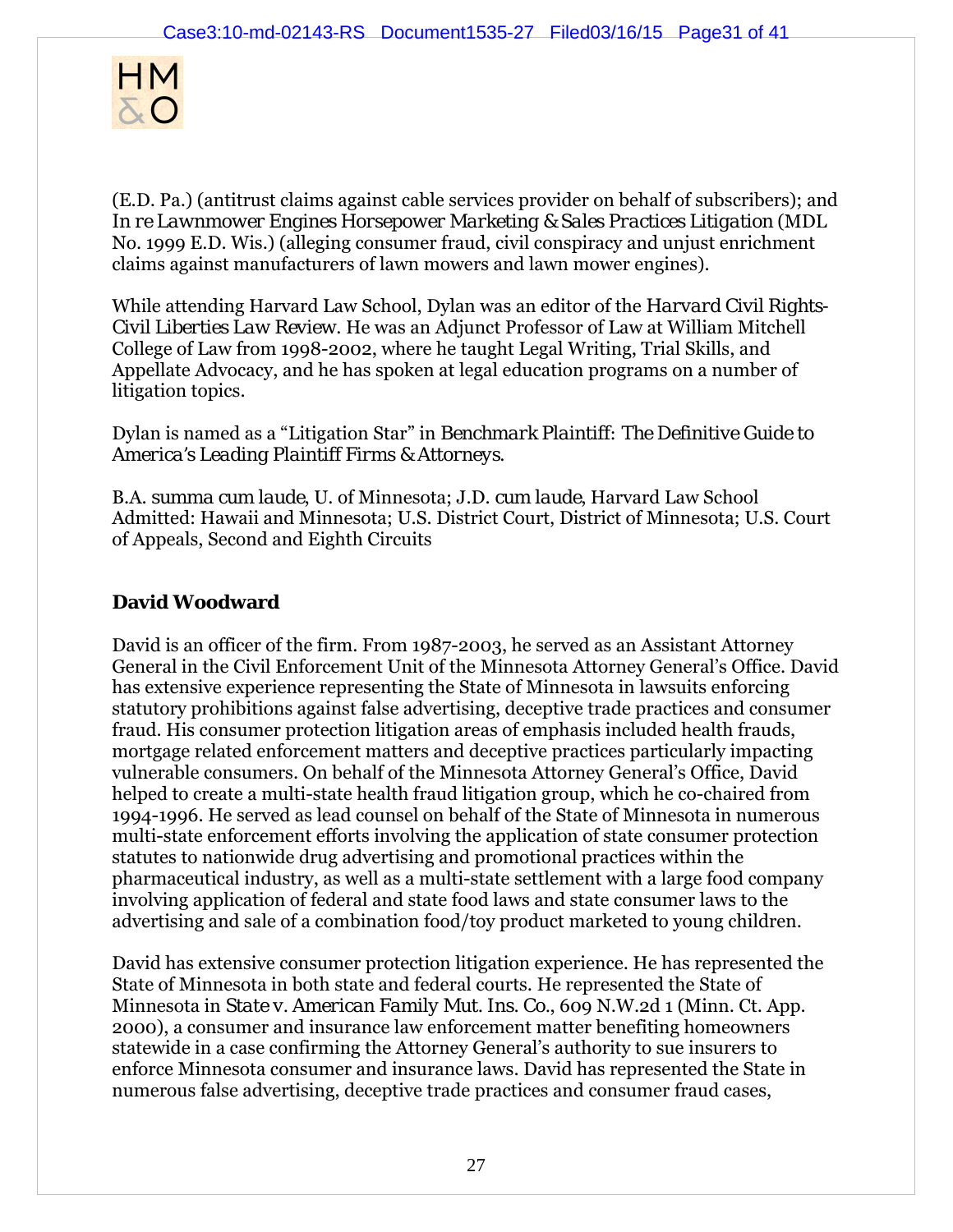(E.D. Pa.) (antitrust claims against cable services provider on behalf of subscribers); and *In re Lawnmower Engines Horsepower Marketing & Sales Practices Litigation* (MDL No. 1999 E.D. Wis.) (alleging consumer fraud, civil conspiracy and unjust enrichment claims against manufacturers of lawn mowers and lawn mower engines).

While attending Harvard Law School, Dylan was an editor of the *Harvard Civil Rights-Civil Liberties Law Review*. He was an Adjunct Professor of Law at William Mitchell College of Law from 1998-2002, where he taught Legal Writing, Trial Skills, and Appellate Advocacy, and he has spoken at legal education programs on a number of litigation topics.

Dylan is named as a "Litigation Star" in *Benchmark Plaintiff: The Definitive Guide to America's Leading Plaintiff Firms & Attorneys*.

B.A. *summa cum laude*, U. of Minnesota; J.D. *cum laude*, Harvard Law School
Admitted: Hawaii and Minnesota; U.S. District Court, District of Minnesota; U.S. Court of Appeals, Second and Eighth Circuits

**David Woodward**

David is an officer of the firm. From 1987-2003, he served as an Assistant Attorney General in the Civil Enforcement Unit of the Minnesota Attorney General's Office. David has extensive experience representing the State of Minnesota in lawsuits enforcing statutory prohibitions against false advertising, deceptive trade practices and consumer fraud. His consumer protection litigation areas of emphasis included health frauds, mortgage related enforcement matters and deceptive practices particularly impacting vulnerable consumers. On behalf of the Minnesota Attorney General's Office, David helped to create a multi-state health fraud litigation group, which he co-chaired from 1994-1996. He served as lead counsel on behalf of the State of Minnesota in numerous multi-state enforcement efforts involving the application of state consumer protection statutes to nationwide drug advertising and promotional practices within the pharmaceutical industry, as well as a multi-state settlement with a large food company involving application of federal and state food laws and state consumer laws to the advertising and sale of a combination food/toy product marketed to young children.

David has extensive consumer protection litigation experience. He has represented the State of Minnesota in both state and federal courts. He represented the State of Minnesota in *State v. American Family Mut. Ins. Co.*, 609 N.W.2d 1 (Minn. Ct. App. 2000), a consumer and insurance law enforcement matter benefiting homeowners statewide in a case confirming the Attorney General's authority to sue insurers to enforce Minnesota consumer and insurance laws. David has represented the State in numerous false advertising, deceptive trade practices and consumer fraud cases,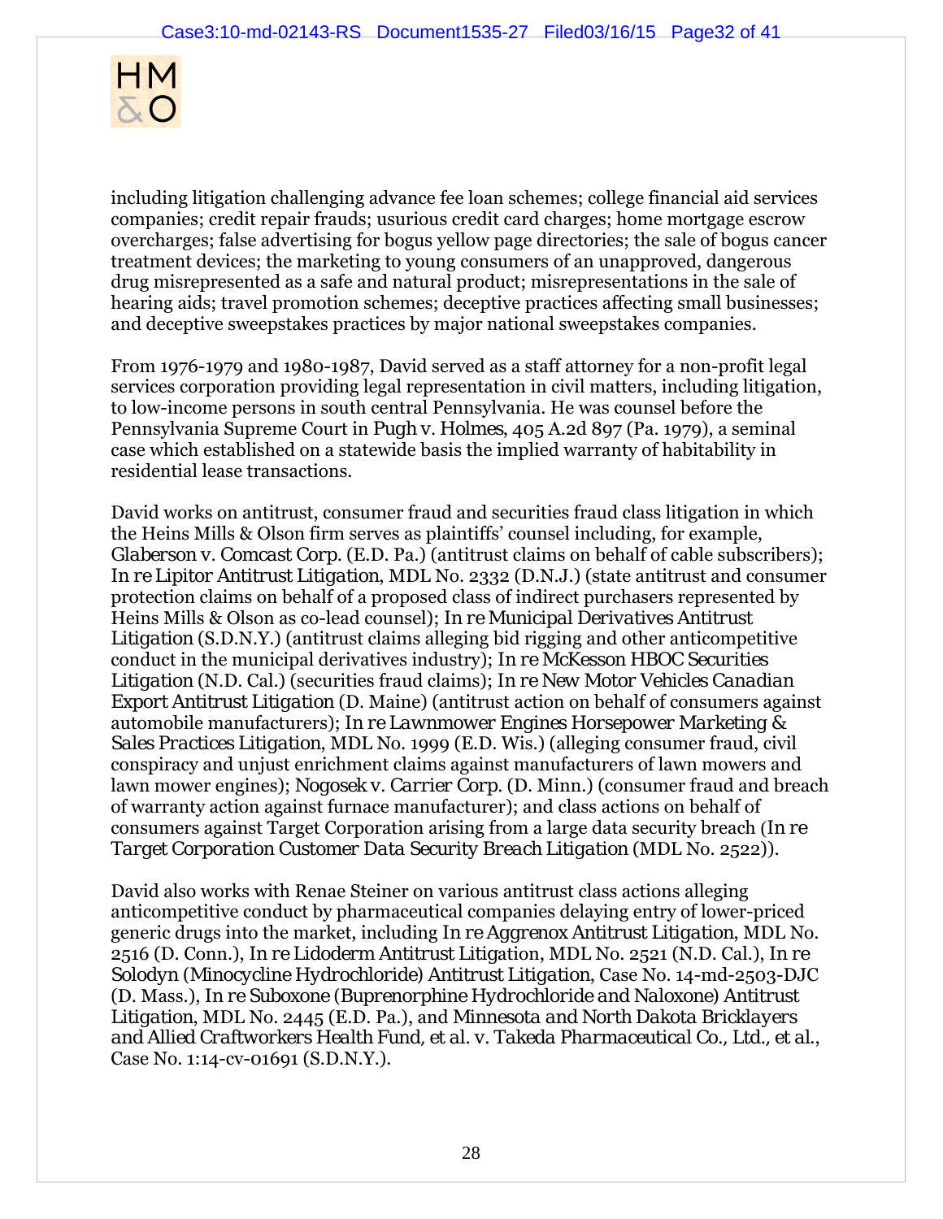including litigation challenging advance fee loan schemes; college financial aid services companies; credit repair frauds; usurious credit card charges; home mortgage escrow overcharges; false advertising for bogus yellow page directories; the sale of bogus cancer treatment devices; the marketing to young consumers of an unapproved, dangerous drug misrepresented as a safe and natural product; misrepresentations in the sale of hearing aids; travel promotion schemes; deceptive practices affecting small businesses; and deceptive sweepstakes practices by major national sweepstakes companies.

From 1976-1979 and 1980-1987, David served as a staff attorney for a non-profit legal services corporation providing legal representation in civil matters, including litigation, to low-income persons in south central Pennsylvania. He was counsel before the Pennsylvania Supreme Court in *Pugh v. Holmes*, 405 A.2d 897 (Pa. 1979), a seminal case which established on a statewide basis the implied warranty of habitability in residential lease transactions.

David works on antitrust, consumer fraud and securities fraud class litigation in which the Heins Mills & Olson firm serves as plaintiffs' counsel including, for example, *Glaberson v. Comcast Corp.* (E.D. Pa.) (antitrust claims on behalf of cable subscribers); *In re Lipitor Antitrust Litigation*, MDL No. 2332 (D.N.J.) (state antitrust and consumer protection claims on behalf of a proposed class of indirect purchasers represented by Heins Mills & Olson as co-lead counsel); *In re Municipal Derivatives Antitrust Litigation* (S.D.N.Y.) (antitrust claims alleging bid rigging and other anticompetitive conduct in the municipal derivatives industry); *In re McKesson HBOC Securities Litigation* (N.D. Cal.) (securities fraud claims); *In re New Motor Vehicles Canadian Export Antitrust Litigation* (D. Maine) (antitrust action on behalf of consumers against automobile manufacturers); *In re Lawnmower Engines Horsepower Marketing & Sales Practices Litigation*, MDL No. 1999 (E.D. Wis.) (alleging consumer fraud, civil conspiracy and unjust enrichment claims against manufacturers of lawn mowers and lawn mower engines); *Nogosek v. Carrier Corp.* (D. Minn.) (consumer fraud and breach of warranty action against furnace manufacturer); and class actions on behalf of consumers against Target Corporation arising from a large data security breach (*In re Target Corporation Customer Data Security Breach Litigation* (MDL No. 2522)).

David also works with Renae Steiner on various antitrust class actions alleging anticompetitive conduct by pharmaceutical companies delaying entry of lower-priced generic drugs into the market, including *In re Aggrenox Antitrust Litigation*, MDL No. 2516 (D. Conn.), *In re Lidoderm Antitrust Litigation*, MDL No. 2521 (N.D. Cal.), *In re Solodyn (Minocycline Hydrochloride) Antitrust Litigation*, Case No. 14-md-2503-DJC (D. Mass.), *In re Suboxone (Buprenorphine Hydrochloride and Naloxone) Antitrust Litigation*, MDL No. 2445 (E.D. Pa.), and *Minnesota and North Dakota Bricklayers and Allied Craftworkers Health Fund, et al. v. Takeda Pharmaceutical Co., Ltd., et al.*, Case No. 1:14-cv-01691 (S.D.N.Y.).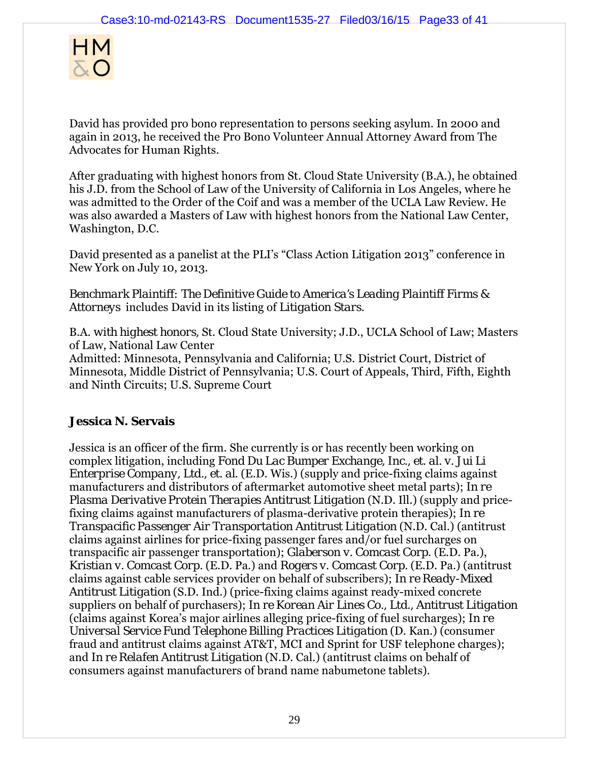David has provided pro bono representation to persons seeking asylum. In 2000 and again in 2013, he received the Pro Bono Volunteer Annual Attorney Award from The Advocates for Human Rights.

After graduating with highest honors from St. Cloud State University (B.A.), he obtained his J.D. from the School of Law of the University of California in Los Angeles, where he was admitted to the Order of the Coif and was a member of the UCLA Law Review. He was also awarded a Masters of Law with highest honors from the National Law Center, Washington, D.C.

David presented as a panelist at the PLI's "Class Action Litigation 2013" conference in New York on July 10, 2013.

*Benchmark Plaintiff: The Definitive Guide to America's Leading Plaintiff Firms & Attorneys* includes David in its listing of Litigation Stars.

B.A. with highest honors, St. Cloud State University; J.D., UCLA School of Law; Masters of Law, National Law Center
Admitted: Minnesota, Pennsylvania and California; U.S. District Court, District of Minnesota, Middle District of Pennsylvania; U.S. Court of Appeals, Third, Fifth, Eighth and Ninth Circuits; U.S. Supreme Court

**Jessica N. Servais**

Jessica is an officer of the firm. She currently is or has recently been working on complex litigation, including *Fond Du Lac Bumper Exchange, Inc., et. al. v. Jui Li Enterprise Company, Ltd., et. al.* (E.D. Wis.) (supply and price-fixing claims against manufacturers and distributors of aftermarket automotive sheet metal parts); *In re Plasma Derivative Protein Therapies Antitrust Litigation* (N.D. Ill.) (supply and price-fixing claims against manufacturers of plasma-derivative protein therapies); *In re Transpacific Passenger Air Transportation Antitrust Litigation* (N.D. Cal.) (antitrust claims against airlines for price-fixing passenger fares and/or fuel surcharges on transpacific air passenger transportation); *Glaberson v. Comcast Corp.* (E.D. Pa.), *Kristian v. Comcast Corp.* (E.D. Pa.) and *Rogers v. Comcast Corp.* (E.D. Pa.) (antitrust claims against cable services provider on behalf of subscribers); *In re Ready-Mixed Antitrust Litigation* (S.D. Ind.) (price-fixing claims against ready-mixed concrete suppliers on behalf of purchasers); *In re Korean Air Lines Co., Ltd., Antitrust Litigation* (claims against Korea's major airlines alleging price-fixing of fuel surcharges); *In re Universal Service Fund Telephone Billing Practices Litigation* (D. Kan.) (consumer fraud and antitrust claims against AT&T, MCI and Sprint for USF telephone charges); and *In re Relafen Antitrust Litigation* (N.D. Cal.) (antitrust claims on behalf of consumers against manufacturers of brand name nabumetone tablets).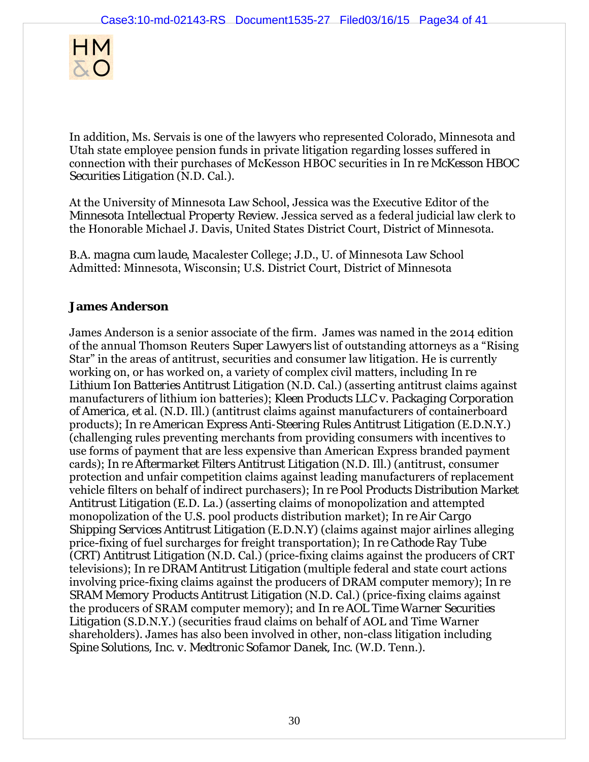In addition, Ms. Servais is one of the lawyers who represented Colorado, Minnesota and Utah state employee pension funds in private litigation regarding losses suffered in connection with their purchases of McKesson HBOC securities in *In re McKesson HBOC Securities Litigation* (N.D. Cal.).

At the University of Minnesota Law School, Jessica was the Executive Editor of the *Minnesota Intellectual Property Review*. Jessica served as a federal judicial law clerk to the Honorable Michael J. Davis, United States District Court, District of Minnesota.

B.A. *magna cum laude*, Macalester College; J.D., U. of Minnesota Law School
Admitted: Minnesota, Wisconsin; U.S. District Court, District of Minnesota

**James Anderson**

James Anderson is a senior associate of the firm. James was named in the 2014 edition of the annual Thomson Reuters *Super Lawyers* list of outstanding attorneys as a "Rising Star" in the areas of antitrust, securities and consumer law litigation. He is currently working on, or has worked on, a variety of complex civil matters, including *In re Lithium Ion Batteries Antitrust Litigation* (N.D. Cal.) (asserting antitrust claims against manufacturers of lithium ion batteries); *Kleen Products LLC v. Packaging Corporation of America, et al.* (N.D. Ill.) (antitrust claims against manufacturers of containerboard products); *In re American Express Anti-Steering Rules Antitrust Litigation* (E.D.N.Y.) (challenging rules preventing merchants from providing consumers with incentives to use forms of payment that are less expensive than American Express branded payment cards); *In re Aftermarket Filters Antitrust Litigation* (N.D. Ill.) (antitrust, consumer protection and unfair competition claims against leading manufacturers of replacement vehicle filters on behalf of indirect purchasers); *In re Pool Products Distribution Market Antitrust Litigation* (E.D. La.) (asserting claims of monopolization and attempted monopolization of the U.S. pool products distribution market); *In re Air Cargo Shipping Services Antitrust Litigation* (E.D.N.Y) (claims against major airlines alleging price-fixing of fuel surcharges for freight transportation); *In re Cathode Ray Tube (CRT) Antitrust Litigation* (N.D. Cal.) (price-fixing claims against the producers of CRT televisions); *In re DRAM Antitrust Litigation* (multiple federal and state court actions involving price-fixing claims against the producers of DRAM computer memory); *In re SRAM Memory Products Antitrust Litigation* (N.D. Cal.) (price-fixing claims against the producers of SRAM computer memory); and *In re AOL Time Warner Securities Litigation* (S.D.N.Y.) (securities fraud claims on behalf of AOL and Time Warner shareholders). James has also been involved in other, non-class litigation including *Spine Solutions, Inc. v. Medtronic Sofamor Danek, Inc.* (W.D. Tenn.).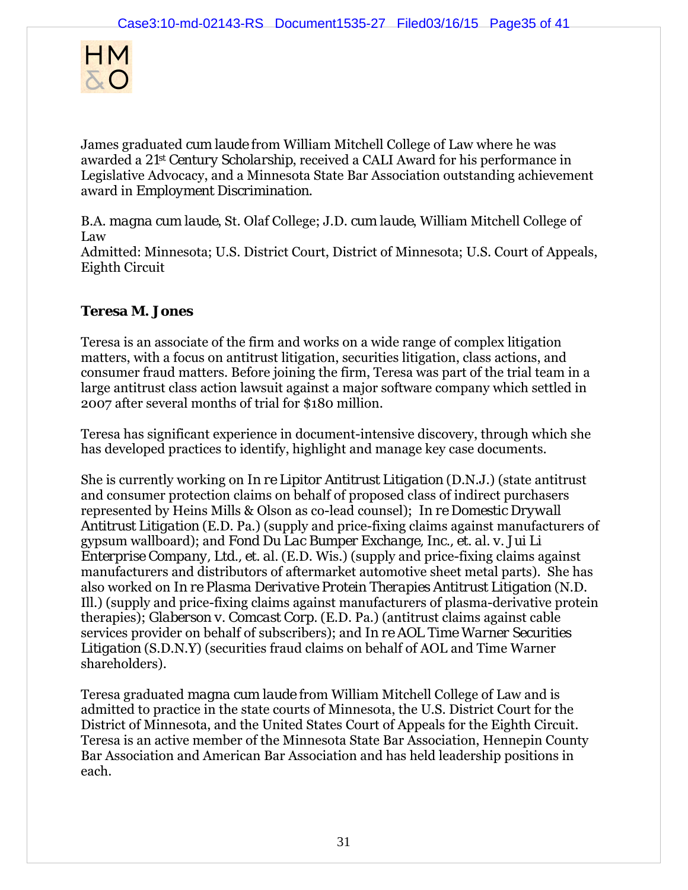James graduated *cum laude* from William Mitchell College of Law where he was awarded a 21st *Century Scholarship*, received a CALI Award for his performance in Legislative Advocacy, and a Minnesota State Bar Association outstanding achievement award in *Employment Discrimination*.

B.A. *magna cum laude*, St. Olaf College; J.D. *cum laude*, William Mitchell College of Law
Admitted: Minnesota; U.S. District Court, District of Minnesota; U.S. Court of Appeals, Eighth Circuit

**Teresa M. Jones**

Teresa is an associate of the firm and works on a wide range of complex litigation matters, with a focus on antitrust litigation, securities litigation, class actions, and consumer fraud matters. Before joining the firm, Teresa was part of the trial team in a large antitrust class action lawsuit against a major software company which settled in 2007 after several months of trial for $180 million.

Teresa has significant experience in document-intensive discovery, through which she has developed practices to identify, highlight and manage key case documents.

She is currently working on *In re Lipitor Antitrust Litigation* (D.N.J.) (state antitrust and consumer protection claims on behalf of proposed class of indirect purchasers represented by Heins Mills & Olson as co-lead counsel); *In re Domestic Drywall Antitrust Litigation* (E.D. Pa.) (supply and price-fixing claims against manufacturers of gypsum wallboard); and *Fond Du Lac Bumper Exchange, Inc., et. al. v. Jui Li Enterprise Company, Ltd., et. al.* (E.D. Wis.) (supply and price-fixing claims against manufacturers and distributors of aftermarket automotive sheet metal parts). She has also worked on *In re Plasma Derivative Protein Therapies Antitrust Litigation* (N.D. Ill.) (supply and price-fixing claims against manufacturers of plasma-derivative protein therapies); *Glaberson v. Comcast Corp.* (E.D. Pa.) (antitrust claims against cable services provider on behalf of subscribers); and *In re AOL Time Warner Securities Litigation* (S.D.N.Y) (securities fraud claims on behalf of AOL and Time Warner shareholders).

Teresa graduated *magna cum laude* from William Mitchell College of Law and is admitted to practice in the state courts of Minnesota, the U.S. District Court for the District of Minnesota, and the United States Court of Appeals for the Eighth Circuit. Teresa is an active member of the Minnesota State Bar Association, Hennepin County Bar Association and American Bar Association and has held leadership positions in each.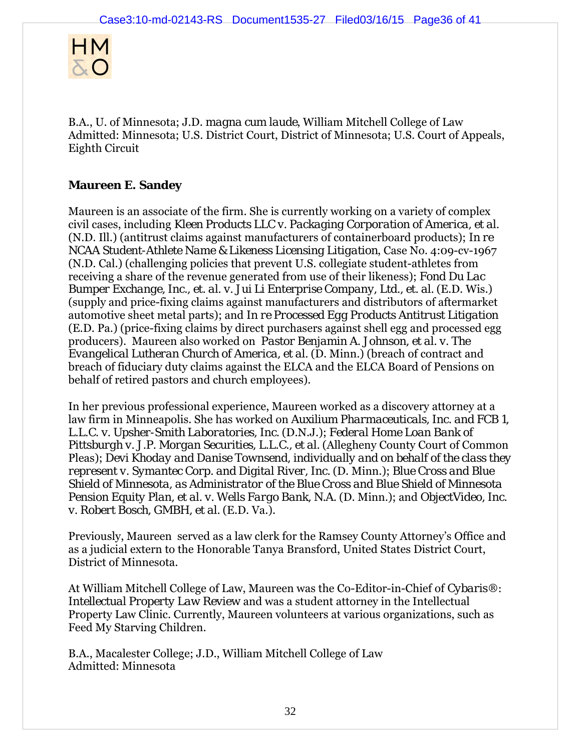B.A., U. of Minnesota; J.D. *magna cum laude*, William Mitchell College of Law
Admitted: Minnesota; U.S. District Court, District of Minnesota; U.S. Court of Appeals, Eighth Circuit

**Maureen E. Sandey**

Maureen is an associate of the firm. She is currently working on a variety of complex civil cases, including *Kleen Products LLC v. Packaging Corporation of America, et al.* (N.D. Ill.) (antitrust claims against manufacturers of containerboard products); *In re NCAA Student-Athlete Name & Likeness Licensing Litigation*, Case No. 4:09-cv-1967 (N.D. Cal.) (challenging policies that prevent U.S. collegiate student-athletes from receiving a share of the revenue generated from use of their likeness); *Fond Du Lac Bumper Exchange, Inc., et. al. v. Jui Li Enterprise Company, Ltd., et. al.* (E.D. Wis.) (supply and price-fixing claims against manufacturers and distributors of aftermarket automotive sheet metal parts); and *In re Processed Egg Products Antitrust Litigation* (E.D. Pa.) (price-fixing claims by direct purchasers against shell egg and processed egg producers). Maureen also worked on *Pastor Benjamin A. Johnson, et al. v. The Evangelical Lutheran Church of America, et al.* (D. Minn.) (breach of contract and breach of fiduciary duty claims against the ELCA and the ELCA Board of Pensions on behalf of retired pastors and church employees).

In her previous professional experience, Maureen worked as a discovery attorney at a law firm in Minneapolis. She has worked on *Auxilium Pharmaceuticals, Inc. and FCB 1, L.L.C. v. Upsher-Smith Laboratories, Inc.* (D.N.J.); *Federal Home Loan Bank of Pittsburgh v. J.P. Morgan Securities, L.L.C., et al.* (Allegheny County Court of Common Pleas); *Devi Khoday and Danise Townsend, individually and on behalf of the class they represent v. Symantec Corp. and Digital River, Inc.* (D. Minn.); *Blue Cross and Blue Shield of Minnesota, as Administrator of the Blue Cross and Blue Shield of Minnesota Pension Equity Plan, et al. v. Wells Fargo Bank, N.A.* (D. Minn.); and *ObjectVideo, Inc. v. Robert Bosch, GMBH, et al.* (E.D. Va.).

Previously, Maureen served as a law clerk for the Ramsey County Attorney's Office and as a judicial extern to the Honorable Tanya Bransford, United States District Court, District of Minnesota.

At William Mitchell College of Law, Maureen was the Co-Editor-in-Chief of *Cybaris®: Intellectual Property Law Review* and was a student attorney in the Intellectual Property Law Clinic. Currently, Maureen volunteers at various organizations, such as Feed My Starving Children.

B.A., Macalester College; J.D., William Mitchell College of Law
Admitted: Minnesota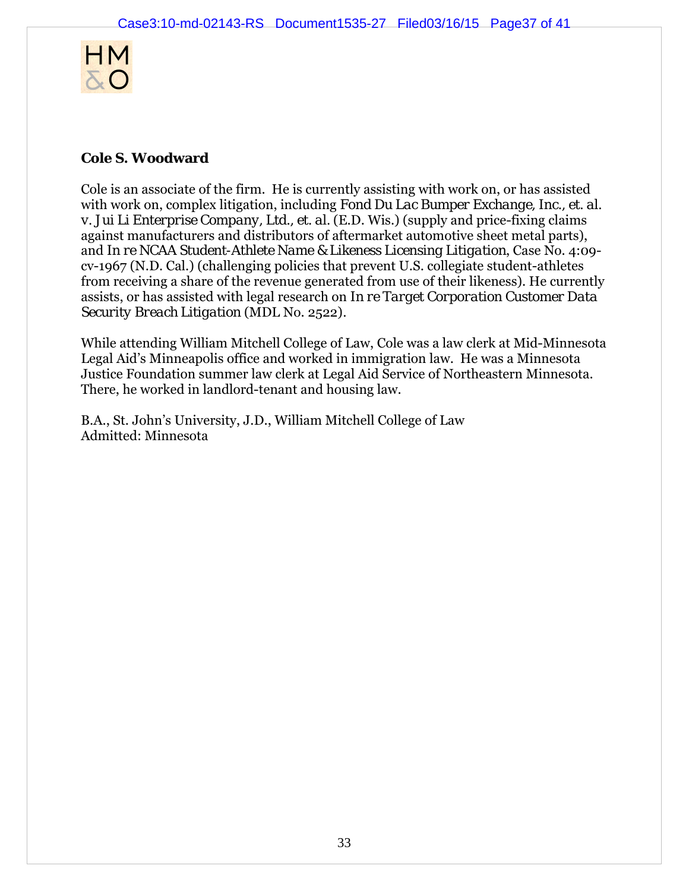## Cole S. Woodward

Cole is an associate of the firm. He is currently assisting with work on, or has assisted with work on, complex litigation, including *Fond Du Lac Bumper Exchange, Inc., et. al. v. Jui Li Enterprise Company, Ltd., et. al.* (E.D. Wis.) (supply and price-fixing claims against manufacturers and distributors of aftermarket automotive sheet metal parts), and *In re NCAA Student-Athlete Name & Likeness Licensing Litigation*, Case No. 4:09-cv-1967 (N.D. Cal.) (challenging policies that prevent U.S. collegiate student-athletes from receiving a share of the revenue generated from use of their likeness). He currently assists, or has assisted with legal research on *In re Target Corporation Customer Data Security Breach Litigation* (MDL No. 2522).

While attending William Mitchell College of Law, Cole was a law clerk at Mid-Minnesota Legal Aid's Minneapolis office and worked in immigration law. He was a Minnesota Justice Foundation summer law clerk at Legal Aid Service of Northeastern Minnesota. There, he worked in landlord-tenant and housing law.

B.A., St. John's University, J.D., William Mitchell College of Law
Admitted: Minnesota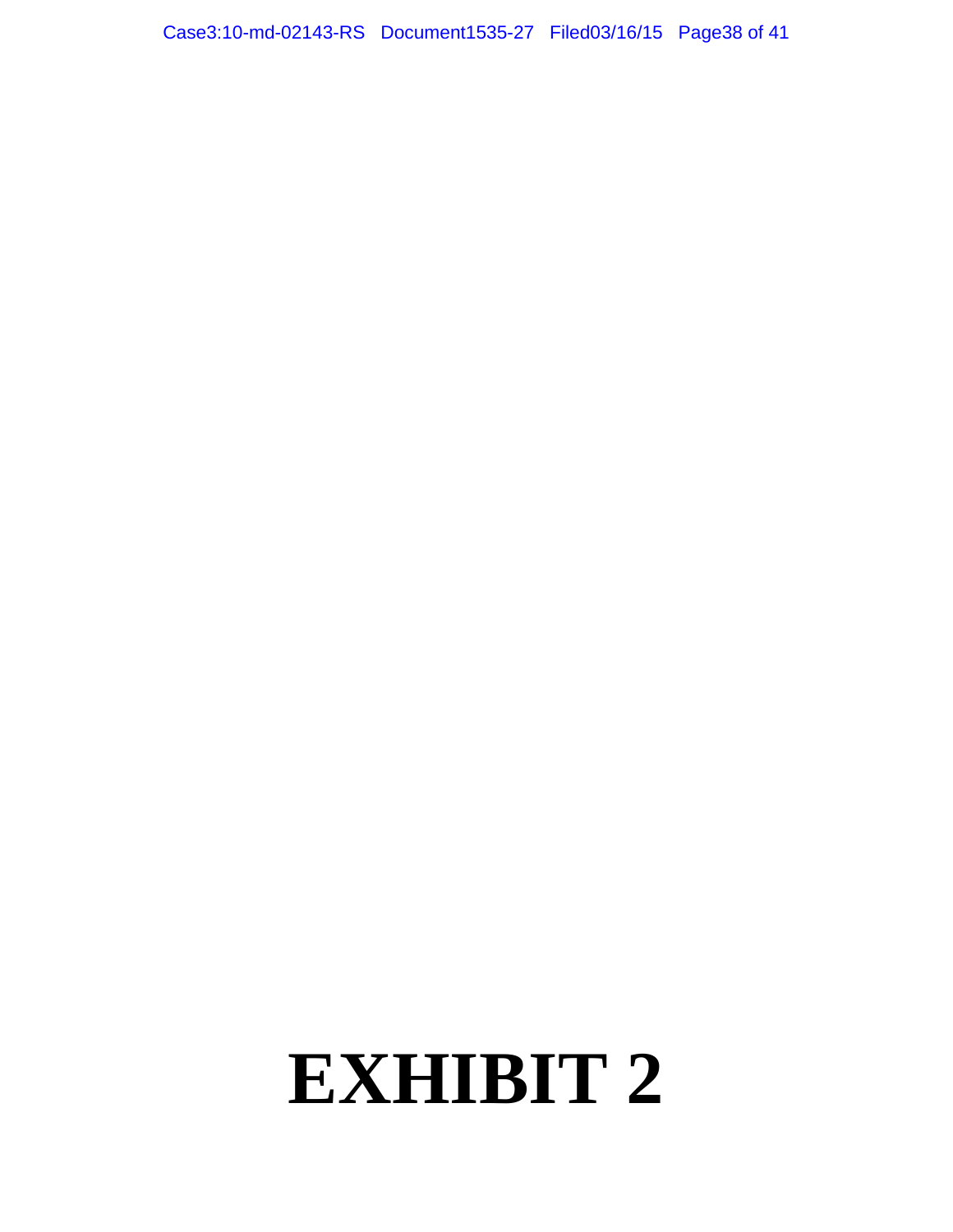# EXHIBIT 2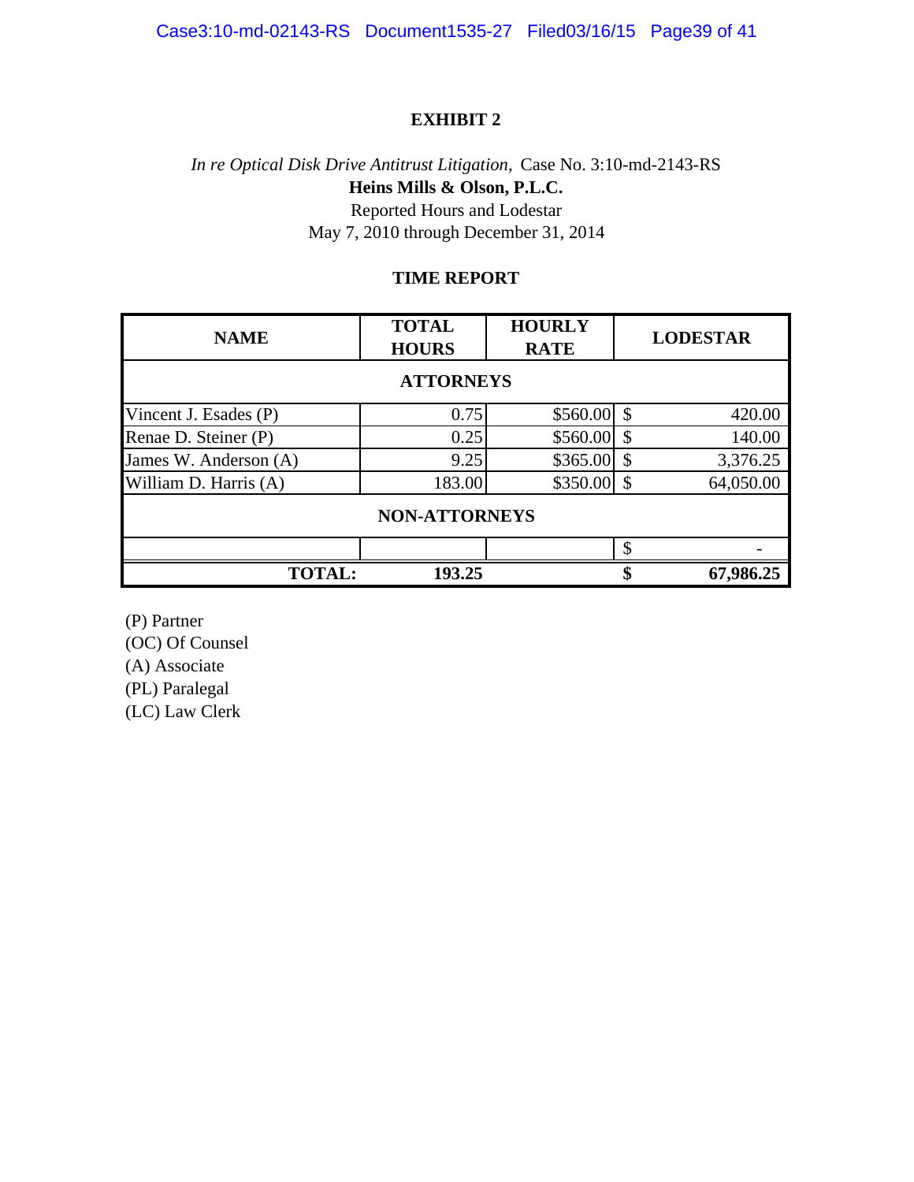**EXHIBIT 2**

*In re Optical Disk Drive Antitrust Litigation,* Case No. 3:10-md-2143-RS
**Heins Mills & Olson, P.L.C.**
Reported Hours and Lodestar
May 7, 2010 through December 31, 2014

**TIME REPORT**

| NAME | TOTAL HOURS | HOURLY RATE | LODESTAR |
|---|---|---|---|
| **ATTORNEYS** | | | |
| Vincent J. Esades (P) | 0.75 | $560.00 | $ 420.00 |
| Renae D. Steiner (P) | 0.25 | $560.00 | $ 140.00 |
| James W. Anderson (A) | 9.25 | $365.00 | $ 3,376.25 |
| William D. Harris (A) | 183.00 | $350.00 | $ 64,050.00 |
| **NON-ATTORNEYS** | | | |
| | | | $ - |
| **TOTAL:** | **193.25** | | **$ 67,986.25** |

(P) Partner
(OC) Of Counsel
(A) Associate
(PL) Paralegal
(LC) Law Clerk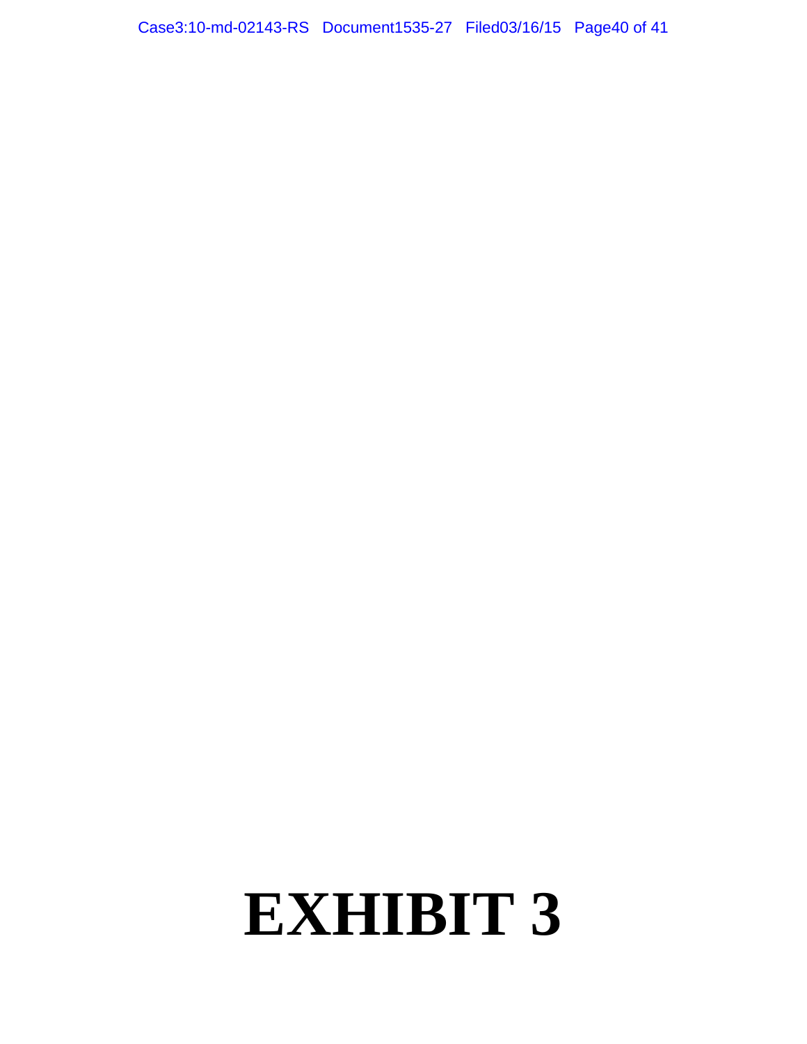# EXHIBIT 3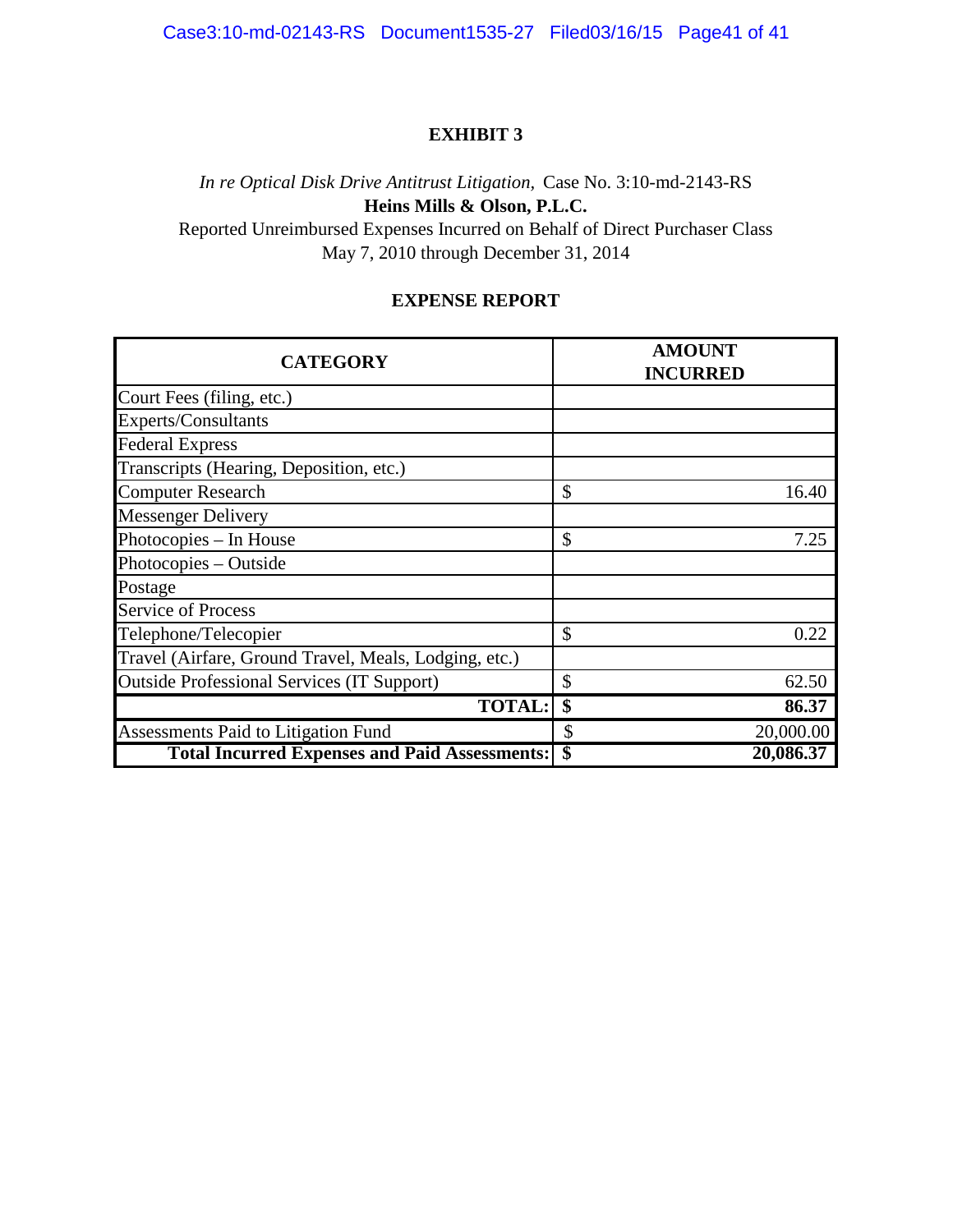**EXHIBIT 3**

*In re Optical Disk Drive Antitrust Litigation*, Case No. 3:10-md-2143-RS
**Heins Mills & Olson, P.L.C.**
Reported Unreimbursed Expenses Incurred on Behalf of Direct Purchaser Class
May 7, 2010 through December 31, 2014

**EXPENSE REPORT**

| CATEGORY | AMOUNT INCURRED |
|---|---|
| Court Fees (filing, etc.) | |
| Experts/Consultants | |
| Federal Express | |
| Transcripts (Hearing, Deposition, etc.) | |
| Computer Research | $ 16.40 |
| Messenger Delivery | |
| Photocopies – In House | $ 7.25 |
| Photocopies – Outside | |
| Postage | |
| Service of Process | |
| Telephone/Telecopier | $ 0.22 |
| Travel (Airfare, Ground Travel, Meals, Lodging, etc.) | |
| Outside Professional Services (IT Support) | $ 62.50 |
| **TOTAL:** | **$ 86.37** |
| Assessments Paid to Litigation Fund | $ 20,000.00 |
| **Total Incurred Expenses and Paid Assessments:** | **$ 20,086.37** |